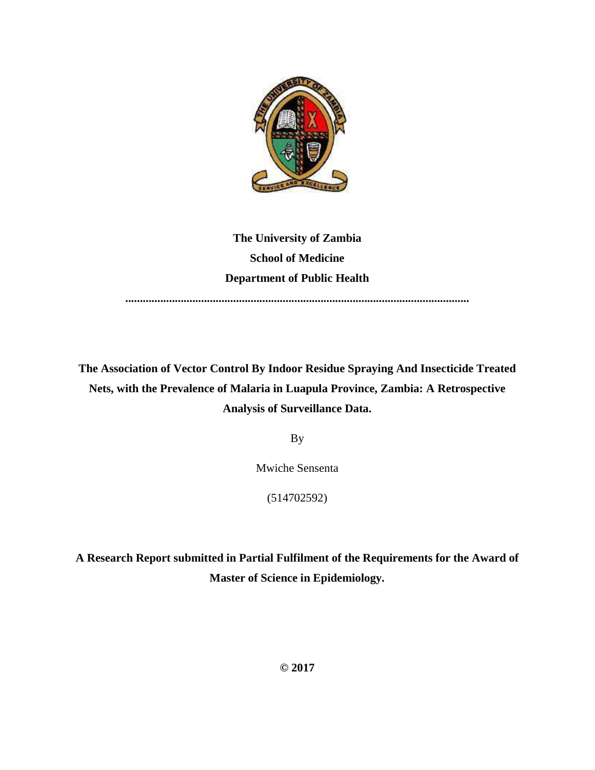**The University of Zambia**

**School of Medicine**

**Department of Public Health**

**.......................................................................................................................**

**The Association of Vector Control By Indoor Residue Spraying And Insecticide Treated Nets, with the Prevalence of Malaria in Luapula Province, Zambia: A Retrospective Analysis of Surveillance Data.**

By

Mwiche Sensenta

(514702592)

**A Research Report submitted in Partial Fulfilment of the Requirements for the Award of Master of Science in Epidemiology.**

**© 2017**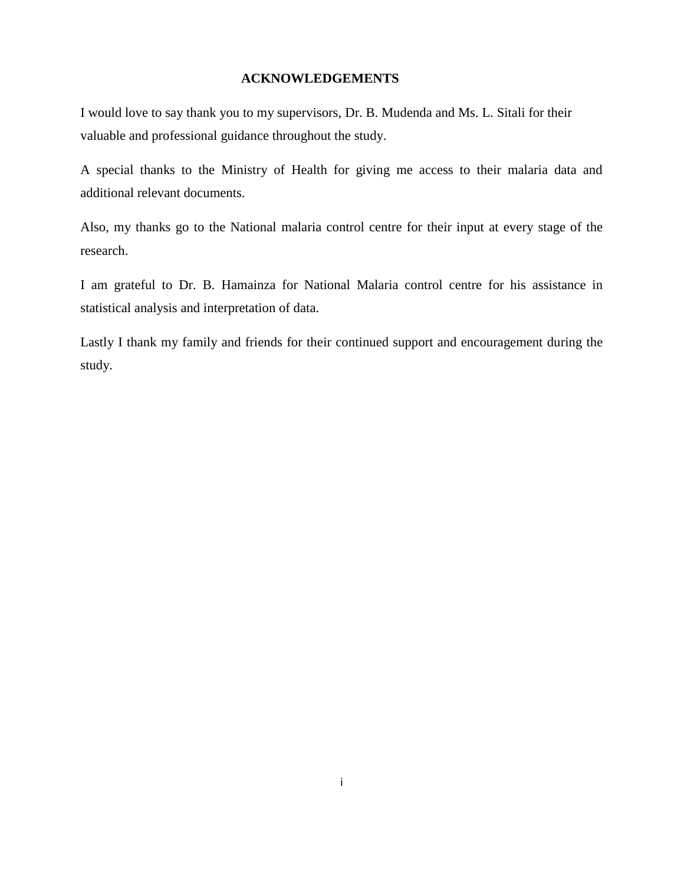# ACKNOWLEDGEMENTS

I would love to say thank you to my supervisors, Dr. B. Mudenda and Ms. L. Sitali for their valuable and professional guidance throughout the study.

A special thanks to the Ministry of Health for giving me access to their malaria data and additional relevant documents.

Also, my thanks go to the National malaria control centre for their input at every stage of the research.

I am grateful to Dr. B. Hamainza for National Malaria control centre for his assistance in statistical analysis and interpretation of data.

Lastly I thank my family and friends for their continued support and encouragement during the study.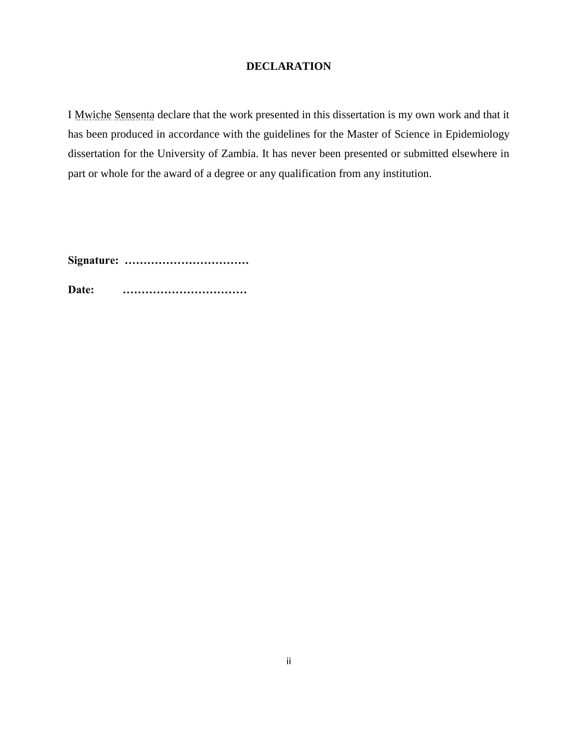# DECLARATION

I Mwiche Sensenta declare that the work presented in this dissertation is my own work and that it has been produced in accordance with the guidelines for the Master of Science in Epidemiology dissertation for the University of Zambia. It has never been presented or submitted elsewhere in part or whole for the award of a degree or any qualification from any institution.

**Signature: ……………………………**

**Date: ……………………………**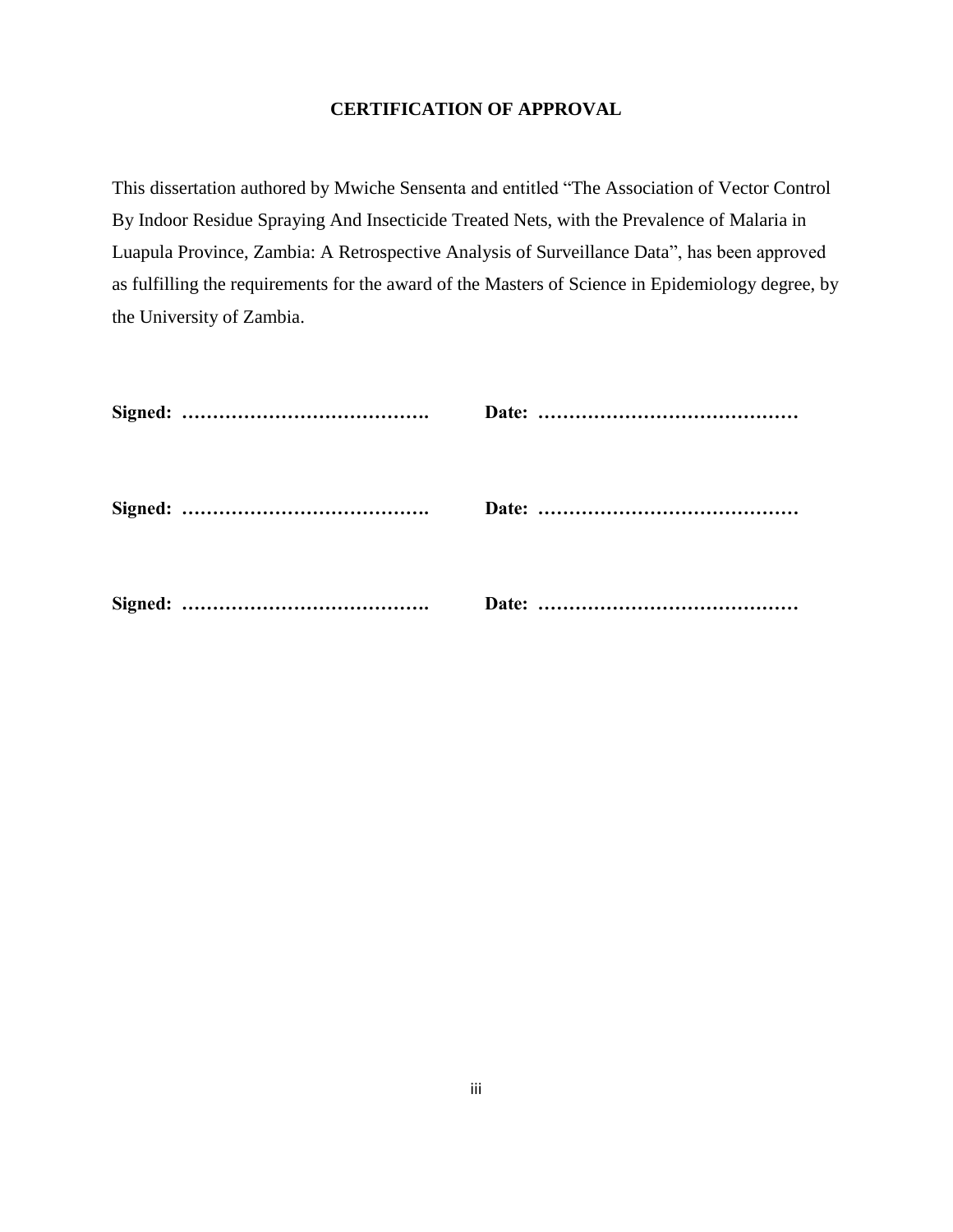## CERTIFICATION OF APPROVAL

This dissertation authored by Mwiche Sensenta and entitled "The Association of Vector Control By Indoor Residue Spraying And Insecticide Treated Nets, with the Prevalence of Malaria in Luapula Province, Zambia: A Retrospective Analysis of Surveillance Data", has been approved as fulfilling the requirements for the award of the Masters of Science in Epidemiology degree, by the University of Zambia.

**Signed: …………………………………. Date: ……………………………………**

**Signed: …………………………………. Date: ……………………………………**

**Signed: …………………………………. Date: ……………………………………**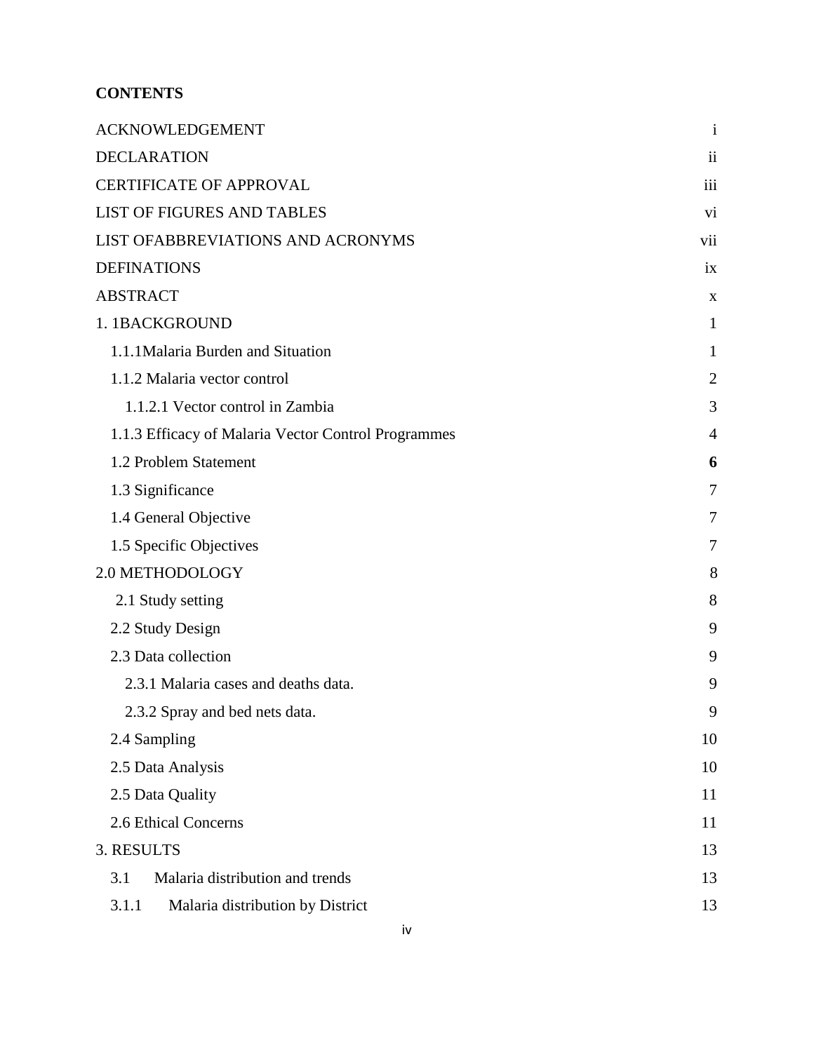**CONTENTS**

| | |
|---|---|
| ACKNOWLEDGEMENT | i |
| DECLARATION | ii |
| CERTIFICATE OF APPROVAL | iii |
| LIST OF FIGURES AND TABLES | vi |
| LIST OFABBREVIATIONS AND ACRONYMS | vii |
| DEFINATIONS | ix |
| ABSTRACT | x |
| 1. 1BACKGROUND | 1 |
| 1.1.1Malaria Burden and Situation | 1 |
| 1.1.2 Malaria vector control | 2 |
| 1.1.2.1 Vector control in Zambia | 3 |
| 1.1.3 Efficacy of Malaria Vector Control Programmes | 4 |
| 1.2 Problem Statement | **6** |
| 1.3 Significance | 7 |
| 1.4 General Objective | 7 |
| 1.5 Specific Objectives | 7 |
| 2.0 METHODOLOGY | 8 |
| 2.1 Study setting | 8 |
| 2.2 Study Design | 9 |
| 2.3 Data collection | 9 |
| 2.3.1 Malaria cases and deaths data. | 9 |
| 2.3.2 Spray and bed nets data. | 9 |
| 2.4 Sampling | 10 |
| 2.5 Data Analysis | 10 |
| 2.5 Data Quality | 11 |
| 2.6 Ethical Concerns | 11 |
| 3. RESULTS | 13 |
| 3.1 Malaria distribution and trends | 13 |
| 3.1.1 Malaria distribution by District | 13 |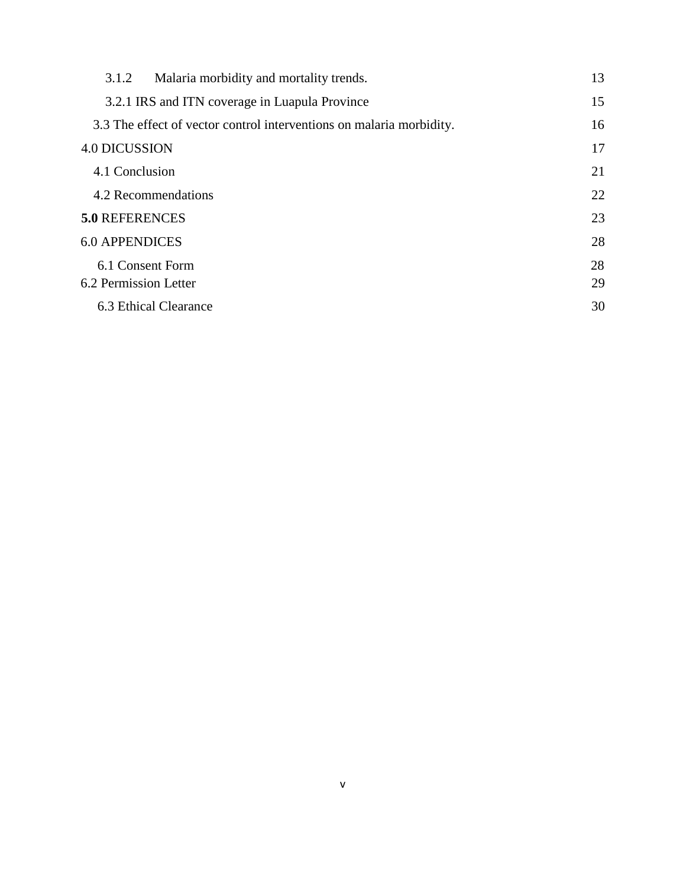| | |
|---|---|
| 3.1.2 Malaria morbidity and mortality trends. | 13 |
| 3.2.1 IRS and ITN coverage in Luapula Province | 15 |
| 3.3 The effect of vector control interventions on malaria morbidity. | 16 |
| 4.0 DICUSSION | 17 |
| 4.1 Conclusion | 21 |
| 4.2 Recommendations | 22 |
| **5.0** REFERENCES | 23 |
| 6.0 APPENDICES | 28 |
| 6.1 Consent Form | 28 |
| 6.2 Permission Letter | 29 |
| 6.3 Ethical Clearance | 30 |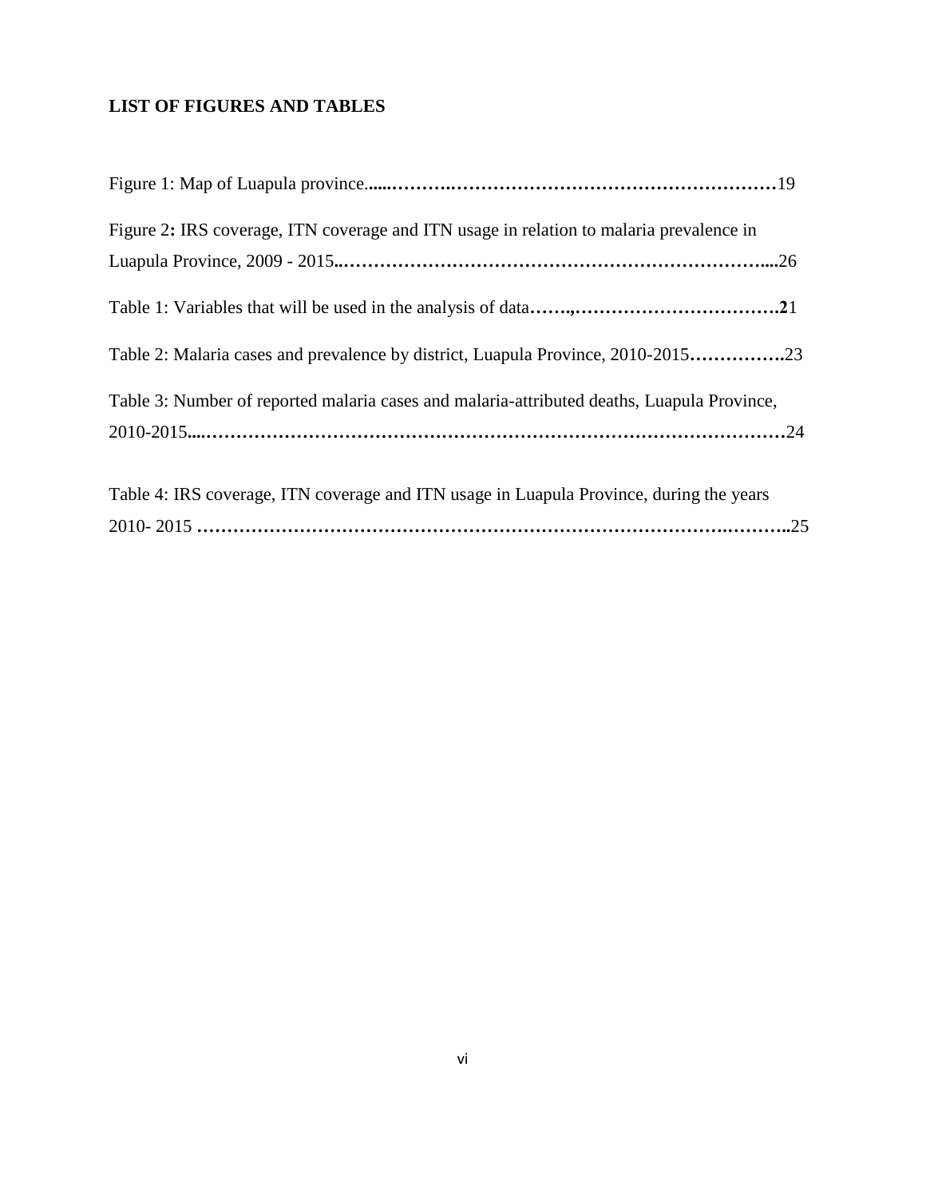**LIST OF FIGURES AND TABLES**

Figure 1: Map of Luapula province......……….………………………………………………19

Figure 2: IRS coverage, ITN coverage and ITN usage in relation to malaria prevalence in Luapula Province, 2009 - 2015..……………………………………………………………....26

Table 1: Variables that will be used in the analysis of data…….,…………………………….21

Table 2: Malaria cases and prevalence by district, Luapula Province, 2010-2015…………….23

Table 3: Number of reported malaria cases and malaria-attributed deaths, Luapula Province, 2010-2015....……………………………………………………………………………………24

Table 4: IRS coverage, ITN coverage and ITN usage in Luapula Province, during the years 2010- 2015 …………………………………………………………………………….………..25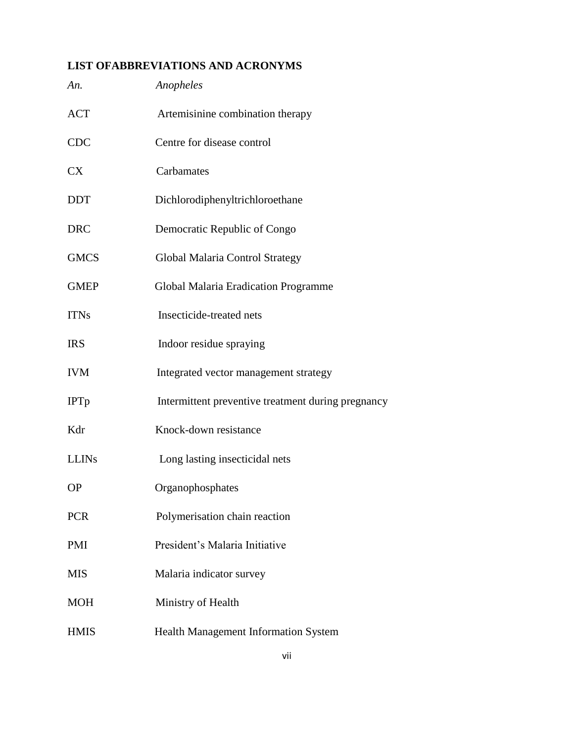## LIST OFABBREVIATIONS AND ACRONYMS

| | |
|---|---|
| *An.* | *Anopheles* |
| ACT | Artemisinine combination therapy |
| CDC | Centre for disease control |
| CX | Carbamates |
| DDT | Dichlorodiphenyltrichloroethane |
| DRC | Democratic Republic of Congo |
| GMCS | Global Malaria Control Strategy |
| GMEP | Global Malaria Eradication Programme |
| ITNs | Insecticide-treated nets |
| IRS | Indoor residue spraying |
| IVM | Integrated vector management strategy |
| IPTp | Intermittent preventive treatment during pregnancy |
| Kdr | Knock-down resistance |
| LLINs | Long lasting insecticidal nets |
| OP | Organophosphates |
| PCR | Polymerisation chain reaction |
| PMI | President's Malaria Initiative |
| MIS | Malaria indicator survey |
| MOH | Ministry of Health |
| HMIS | Health Management Information System |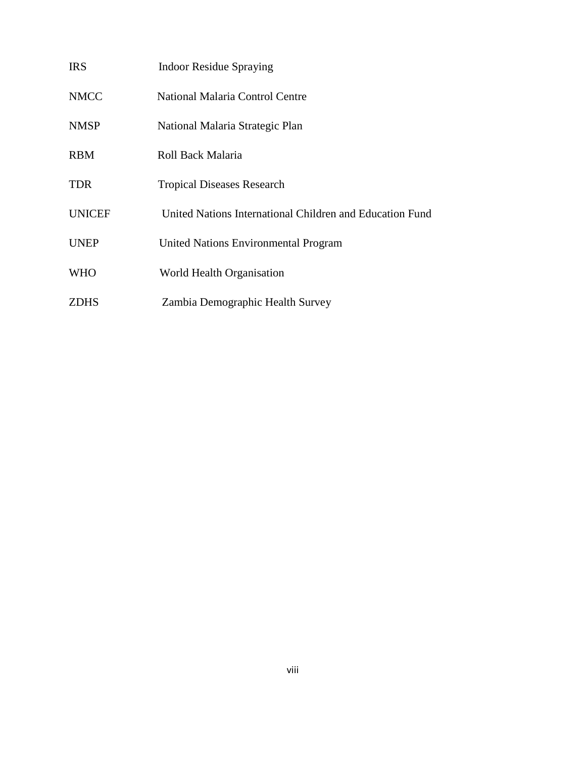| | |
|---|---|
| IRS | Indoor Residue Spraying |
| NMCC | National Malaria Control Centre |
| NMSP | National Malaria Strategic Plan |
| RBM | Roll Back Malaria |
| TDR | Tropical Diseases Research |
| UNICEF | United Nations International Children and Education Fund |
| UNEP | United Nations Environmental Program |
| WHO | World Health Organisation |
| ZDHS | Zambia Demographic Health Survey |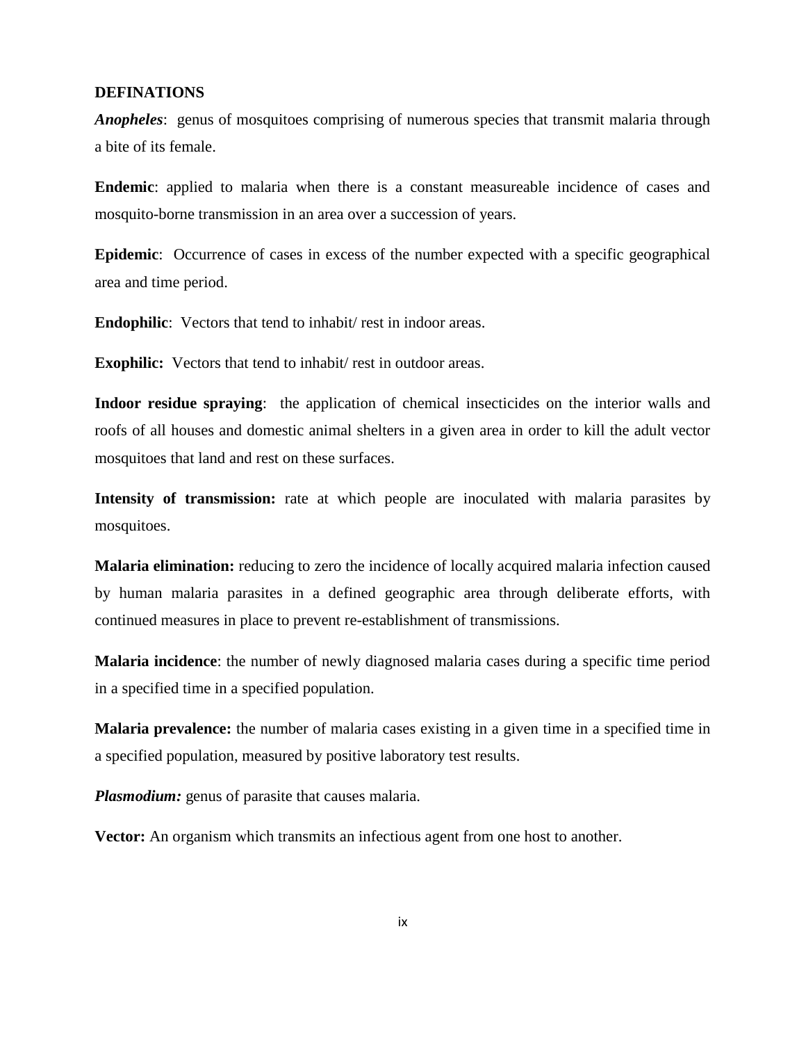**DEFINATIONS**

***Anopheles***: genus of mosquitoes comprising of numerous species that transmit malaria through a bite of its female.

**Endemic**: applied to malaria when there is a constant measureable incidence of cases and mosquito-borne transmission in an area over a succession of years.

**Epidemic**: Occurrence of cases in excess of the number expected with a specific geographical area and time period.

**Endophilic**: Vectors that tend to inhabit/ rest in indoor areas.

**Exophilic:** Vectors that tend to inhabit/ rest in outdoor areas.

**Indoor residue spraying**: the application of chemical insecticides on the interior walls and roofs of all houses and domestic animal shelters in a given area in order to kill the adult vector mosquitoes that land and rest on these surfaces.

**Intensity of transmission:** rate at which people are inoculated with malaria parasites by mosquitoes.

**Malaria elimination:** reducing to zero the incidence of locally acquired malaria infection caused by human malaria parasites in a defined geographic area through deliberate efforts, with continued measures in place to prevent re-establishment of transmissions.

**Malaria incidence**: the number of newly diagnosed malaria cases during a specific time period in a specified time in a specified population.

**Malaria prevalence:** the number of malaria cases existing in a given time in a specified time in a specified population, measured by positive laboratory test results.

***Plasmodium:*** genus of parasite that causes malaria.

**Vector:** An organism which transmits an infectious agent from one host to another.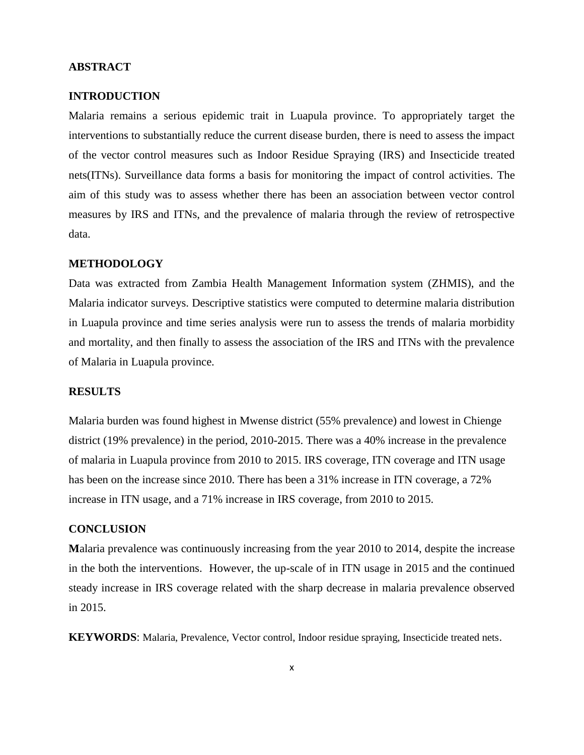## ABSTRACT

### INTRODUCTION

Malaria remains a serious epidemic trait in Luapula province. To appropriately target the interventions to substantially reduce the current disease burden, there is need to assess the impact of the vector control measures such as Indoor Residue Spraying (IRS) and Insecticide treated nets(ITNs). Surveillance data forms a basis for monitoring the impact of control activities. The aim of this study was to assess whether there has been an association between vector control measures by IRS and ITNs, and the prevalence of malaria through the review of retrospective data.

### METHODOLOGY

Data was extracted from Zambia Health Management Information system (ZHMIS), and the Malaria indicator surveys. Descriptive statistics were computed to determine malaria distribution in Luapula province and time series analysis were run to assess the trends of malaria morbidity and mortality, and then finally to assess the association of the IRS and ITNs with the prevalence of Malaria in Luapula province.

### RESULTS

Malaria burden was found highest in Mwense district (55% prevalence) and lowest in Chienge district (19% prevalence) in the period, 2010-2015. There was a 40% increase in the prevalence of malaria in Luapula province from 2010 to 2015. IRS coverage, ITN coverage and ITN usage has been on the increase since 2010. There has been a 31% increase in ITN coverage, a 72% increase in ITN usage, and a 71% increase in IRS coverage, from 2010 to 2015.

### CONCLUSION

**M**alaria prevalence was continuously increasing from the year 2010 to 2014, despite the increase in the both the interventions. However, the up-scale of in ITN usage in 2015 and the continued steady increase in IRS coverage related with the sharp decrease in malaria prevalence observed in 2015.

**KEYWORDS**: Malaria, Prevalence, Vector control, Indoor residue spraying, Insecticide treated nets.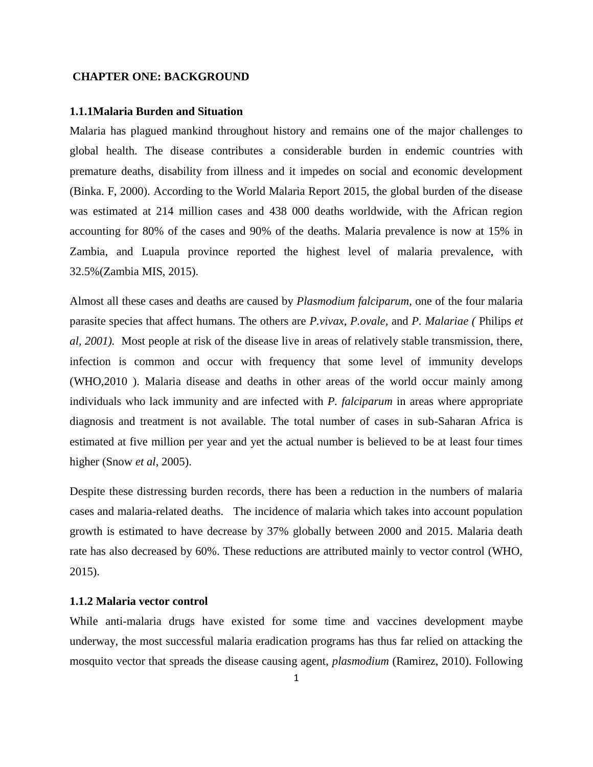## CHAPTER ONE: BACKGROUND

### 1.1.1Malaria Burden and Situation

Malaria has plagued mankind throughout history and remains one of the major challenges to global health. The disease contributes a considerable burden in endemic countries with premature deaths, disability from illness and it impedes on social and economic development (Binka. F, 2000). According to the World Malaria Report 2015, the global burden of the disease was estimated at 214 million cases and 438 000 deaths worldwide, with the African region accounting for 80% of the cases and 90% of the deaths. Malaria prevalence is now at 15% in Zambia, and Luapula province reported the highest level of malaria prevalence, with 32.5%(Zambia MIS, 2015).

Almost all these cases and deaths are caused by *Plasmodium falciparum,* one of the four malaria parasite species that affect humans. The others are *P.vivax, P.ovale,* and *P. Malariae (* Philips *et al, 2001).* Most people at risk of the disease live in areas of relatively stable transmission, there, infection is common and occur with frequency that some level of immunity develops (WHO,2010 ). Malaria disease and deaths in other areas of the world occur mainly among individuals who lack immunity and are infected with *P. falciparum* in areas where appropriate diagnosis and treatment is not available. The total number of cases in sub-Saharan Africa is estimated at five million per year and yet the actual number is believed to be at least four times higher (Snow *et al*, 2005).

Despite these distressing burden records, there has been a reduction in the numbers of malaria cases and malaria-related deaths. The incidence of malaria which takes into account population growth is estimated to have decrease by 37% globally between 2000 and 2015. Malaria death rate has also decreased by 60%. These reductions are attributed mainly to vector control (WHO, 2015).

### 1.1.2 Malaria vector control

While anti-malaria drugs have existed for some time and vaccines development maybe underway, the most successful malaria eradication programs has thus far relied on attacking the mosquito vector that spreads the disease causing agent, *plasmodium* (Ramirez, 2010). Following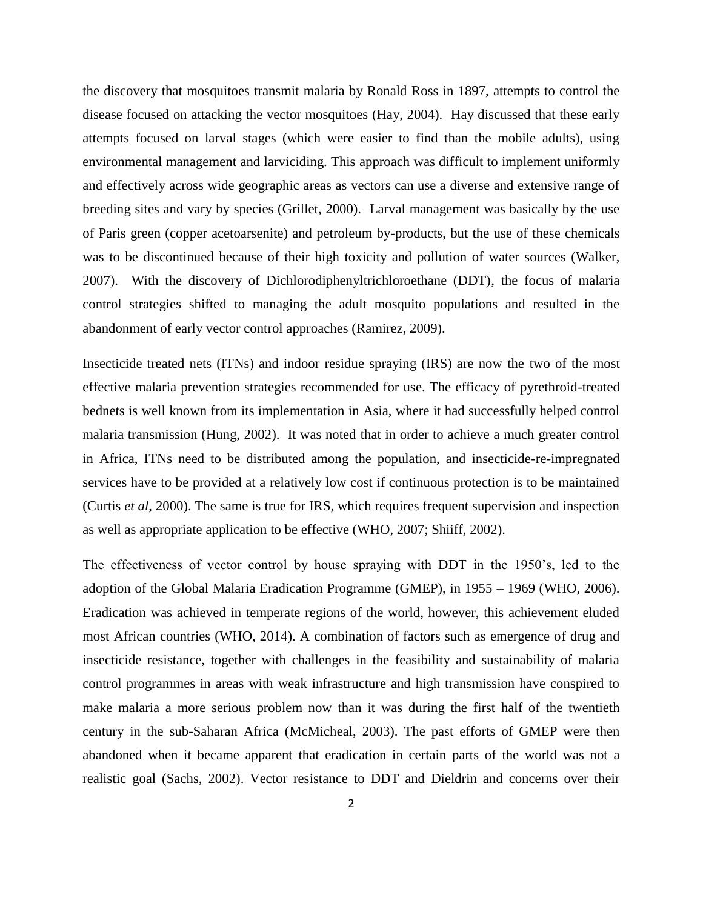the discovery that mosquitoes transmit malaria by Ronald Ross in 1897, attempts to control the disease focused on attacking the vector mosquitoes (Hay, 2004). Hay discussed that these early attempts focused on larval stages (which were easier to find than the mobile adults), using environmental management and larviciding. This approach was difficult to implement uniformly and effectively across wide geographic areas as vectors can use a diverse and extensive range of breeding sites and vary by species (Grillet, 2000). Larval management was basically by the use of Paris green (copper acetoarsenite) and petroleum by-products, but the use of these chemicals was to be discontinued because of their high toxicity and pollution of water sources (Walker, 2007). With the discovery of Dichlorodiphenyltrichloroethane (DDT), the focus of malaria control strategies shifted to managing the adult mosquito populations and resulted in the abandonment of early vector control approaches (Ramirez, 2009).

Insecticide treated nets (ITNs) and indoor residue spraying (IRS) are now the two of the most effective malaria prevention strategies recommended for use. The efficacy of pyrethroid-treated bednets is well known from its implementation in Asia, where it had successfully helped control malaria transmission (Hung, 2002). It was noted that in order to achieve a much greater control in Africa, ITNs need to be distributed among the population, and insecticide-re-impregnated services have to be provided at a relatively low cost if continuous protection is to be maintained (Curtis *et al*, 2000). The same is true for IRS, which requires frequent supervision and inspection as well as appropriate application to be effective (WHO, 2007; Shiiff, 2002).

The effectiveness of vector control by house spraying with DDT in the 1950's, led to the adoption of the Global Malaria Eradication Programme (GMEP), in 1955 – 1969 (WHO, 2006). Eradication was achieved in temperate regions of the world, however, this achievement eluded most African countries (WHO, 2014). A combination of factors such as emergence of drug and insecticide resistance, together with challenges in the feasibility and sustainability of malaria control programmes in areas with weak infrastructure and high transmission have conspired to make malaria a more serious problem now than it was during the first half of the twentieth century in the sub-Saharan Africa (McMicheal, 2003). The past efforts of GMEP were then abandoned when it became apparent that eradication in certain parts of the world was not a realistic goal (Sachs, 2002). Vector resistance to DDT and Dieldrin and concerns over their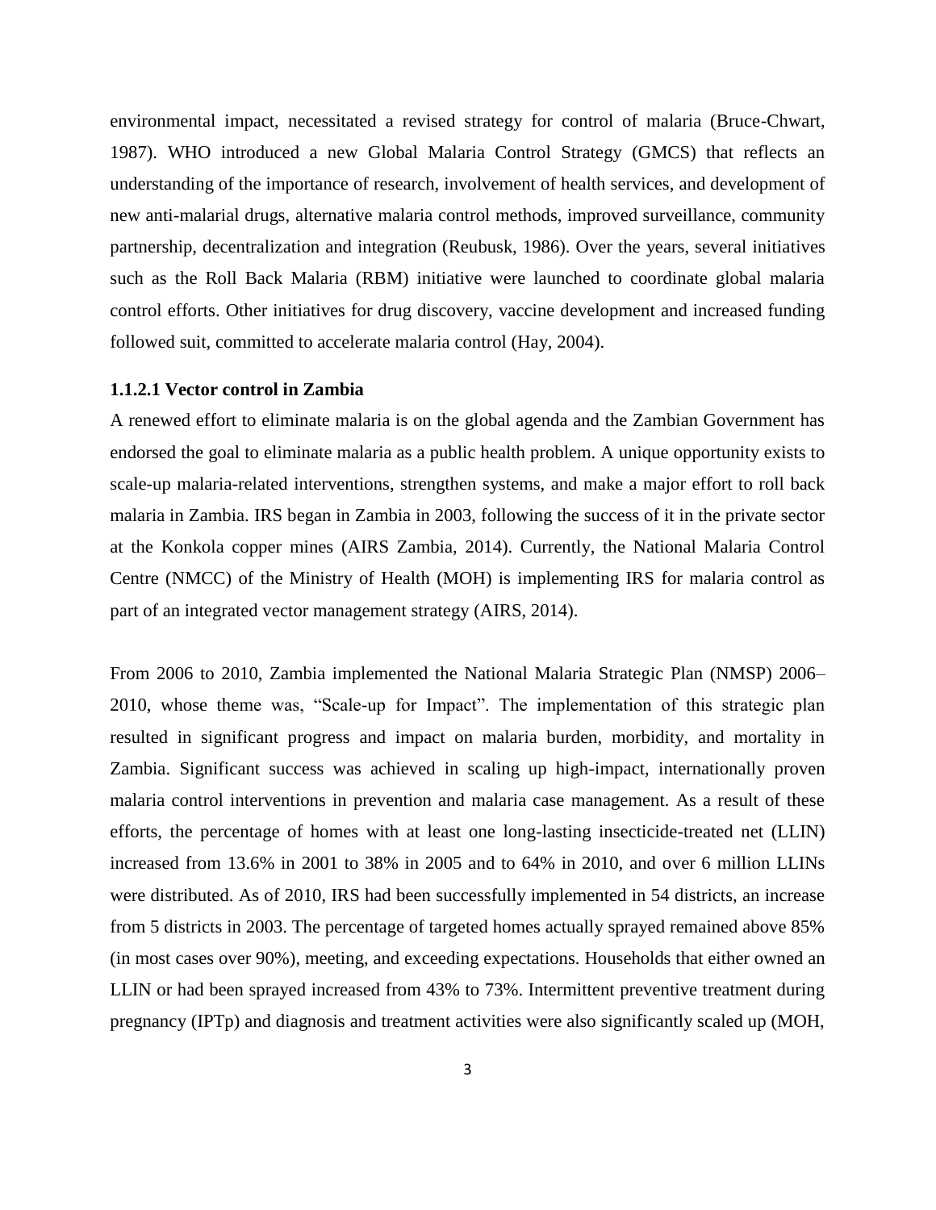environmental impact, necessitated a revised strategy for control of malaria (Bruce-Chwart, 1987). WHO introduced a new Global Malaria Control Strategy (GMCS) that reflects an understanding of the importance of research, involvement of health services, and development of new anti-malarial drugs, alternative malaria control methods, improved surveillance, community partnership, decentralization and integration (Reubusk, 1986). Over the years, several initiatives such as the Roll Back Malaria (RBM) initiative were launched to coordinate global malaria control efforts. Other initiatives for drug discovery, vaccine development and increased funding followed suit, committed to accelerate malaria control (Hay, 2004).

#### 1.1.2.1 Vector control in Zambia

A renewed effort to eliminate malaria is on the global agenda and the Zambian Government has endorsed the goal to eliminate malaria as a public health problem. A unique opportunity exists to scale-up malaria-related interventions, strengthen systems, and make a major effort to roll back malaria in Zambia. IRS began in Zambia in 2003, following the success of it in the private sector at the Konkola copper mines (AIRS Zambia, 2014). Currently, the National Malaria Control Centre (NMCC) of the Ministry of Health (MOH) is implementing IRS for malaria control as part of an integrated vector management strategy (AIRS, 2014).

From 2006 to 2010, Zambia implemented the National Malaria Strategic Plan (NMSP) 2006–2010, whose theme was, "Scale-up for Impact". The implementation of this strategic plan resulted in significant progress and impact on malaria burden, morbidity, and mortality in Zambia. Significant success was achieved in scaling up high-impact, internationally proven malaria control interventions in prevention and malaria case management. As a result of these efforts, the percentage of homes with at least one long-lasting insecticide-treated net (LLIN) increased from 13.6% in 2001 to 38% in 2005 and to 64% in 2010, and over 6 million LLINs were distributed. As of 2010, IRS had been successfully implemented in 54 districts, an increase from 5 districts in 2003. The percentage of targeted homes actually sprayed remained above 85% (in most cases over 90%), meeting, and exceeding expectations. Households that either owned an LLIN or had been sprayed increased from 43% to 73%. Intermittent preventive treatment during pregnancy (IPTp) and diagnosis and treatment activities were also significantly scaled up (MOH,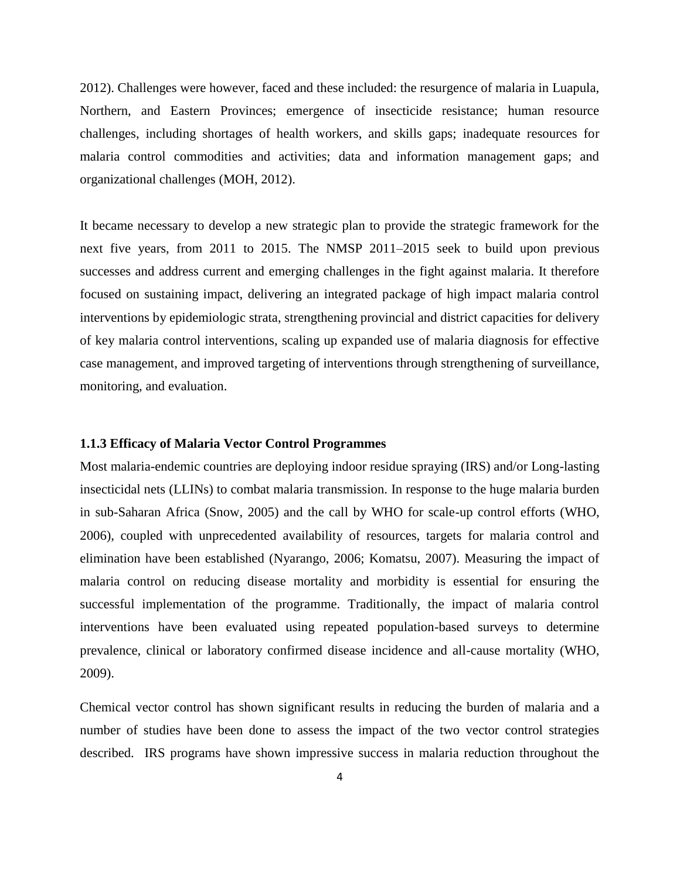2012). Challenges were however, faced and these included: the resurgence of malaria in Luapula, Northern, and Eastern Provinces; emergence of insecticide resistance; human resource challenges, including shortages of health workers, and skills gaps; inadequate resources for malaria control commodities and activities; data and information management gaps; and organizational challenges (MOH, 2012).

It became necessary to develop a new strategic plan to provide the strategic framework for the next five years, from 2011 to 2015. The NMSP 2011–2015 seek to build upon previous successes and address current and emerging challenges in the fight against malaria. It therefore focused on sustaining impact, delivering an integrated package of high impact malaria control interventions by epidemiologic strata, strengthening provincial and district capacities for delivery of key malaria control interventions, scaling up expanded use of malaria diagnosis for effective case management, and improved targeting of interventions through strengthening of surveillance, monitoring, and evaluation.

### 1.1.3 Efficacy of Malaria Vector Control Programmes

Most malaria-endemic countries are deploying indoor residue spraying (IRS) and/or Long-lasting insecticidal nets (LLINs) to combat malaria transmission. In response to the huge malaria burden in sub-Saharan Africa (Snow, 2005) and the call by WHO for scale-up control efforts (WHO, 2006), coupled with unprecedented availability of resources, targets for malaria control and elimination have been established (Nyarango, 2006; Komatsu, 2007). Measuring the impact of malaria control on reducing disease mortality and morbidity is essential for ensuring the successful implementation of the programme. Traditionally, the impact of malaria control interventions have been evaluated using repeated population-based surveys to determine prevalence, clinical or laboratory confirmed disease incidence and all-cause mortality (WHO, 2009).

Chemical vector control has shown significant results in reducing the burden of malaria and a number of studies have been done to assess the impact of the two vector control strategies described. IRS programs have shown impressive success in malaria reduction throughout the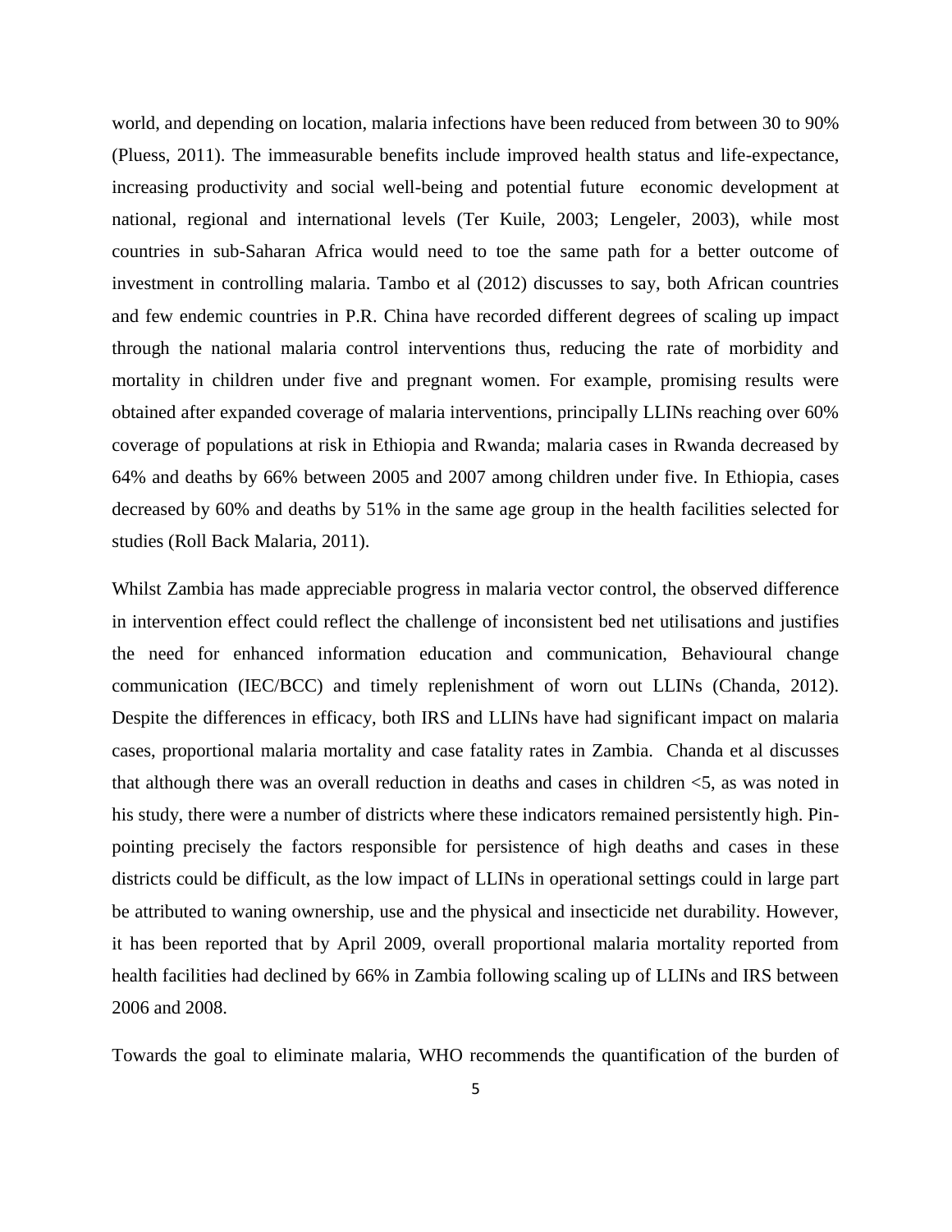world, and depending on location, malaria infections have been reduced from between 30 to 90% (Pluess, 2011). The immeasurable benefits include improved health status and life-expectance, increasing productivity and social well-being and potential future economic development at national, regional and international levels (Ter Kuile, 2003; Lengeler, 2003), while most countries in sub-Saharan Africa would need to toe the same path for a better outcome of investment in controlling malaria. Tambo et al (2012) discusses to say, both African countries and few endemic countries in P.R. China have recorded different degrees of scaling up impact through the national malaria control interventions thus, reducing the rate of morbidity and mortality in children under five and pregnant women. For example, promising results were obtained after expanded coverage of malaria interventions, principally LLINs reaching over 60% coverage of populations at risk in Ethiopia and Rwanda; malaria cases in Rwanda decreased by 64% and deaths by 66% between 2005 and 2007 among children under five. In Ethiopia, cases decreased by 60% and deaths by 51% in the same age group in the health facilities selected for studies (Roll Back Malaria, 2011).

Whilst Zambia has made appreciable progress in malaria vector control, the observed difference in intervention effect could reflect the challenge of inconsistent bed net utilisations and justifies the need for enhanced information education and communication, Behavioural change communication (IEC/BCC) and timely replenishment of worn out LLINs (Chanda, 2012). Despite the differences in efficacy, both IRS and LLINs have had significant impact on malaria cases, proportional malaria mortality and case fatality rates in Zambia. Chanda et al discusses that although there was an overall reduction in deaths and cases in children <5, as was noted in his study, there were a number of districts where these indicators remained persistently high. Pin-pointing precisely the factors responsible for persistence of high deaths and cases in these districts could be difficult, as the low impact of LLINs in operational settings could in large part be attributed to waning ownership, use and the physical and insecticide net durability. However, it has been reported that by April 2009, overall proportional malaria mortality reported from health facilities had declined by 66% in Zambia following scaling up of LLINs and IRS between 2006 and 2008.

Towards the goal to eliminate malaria, WHO recommends the quantification of the burden of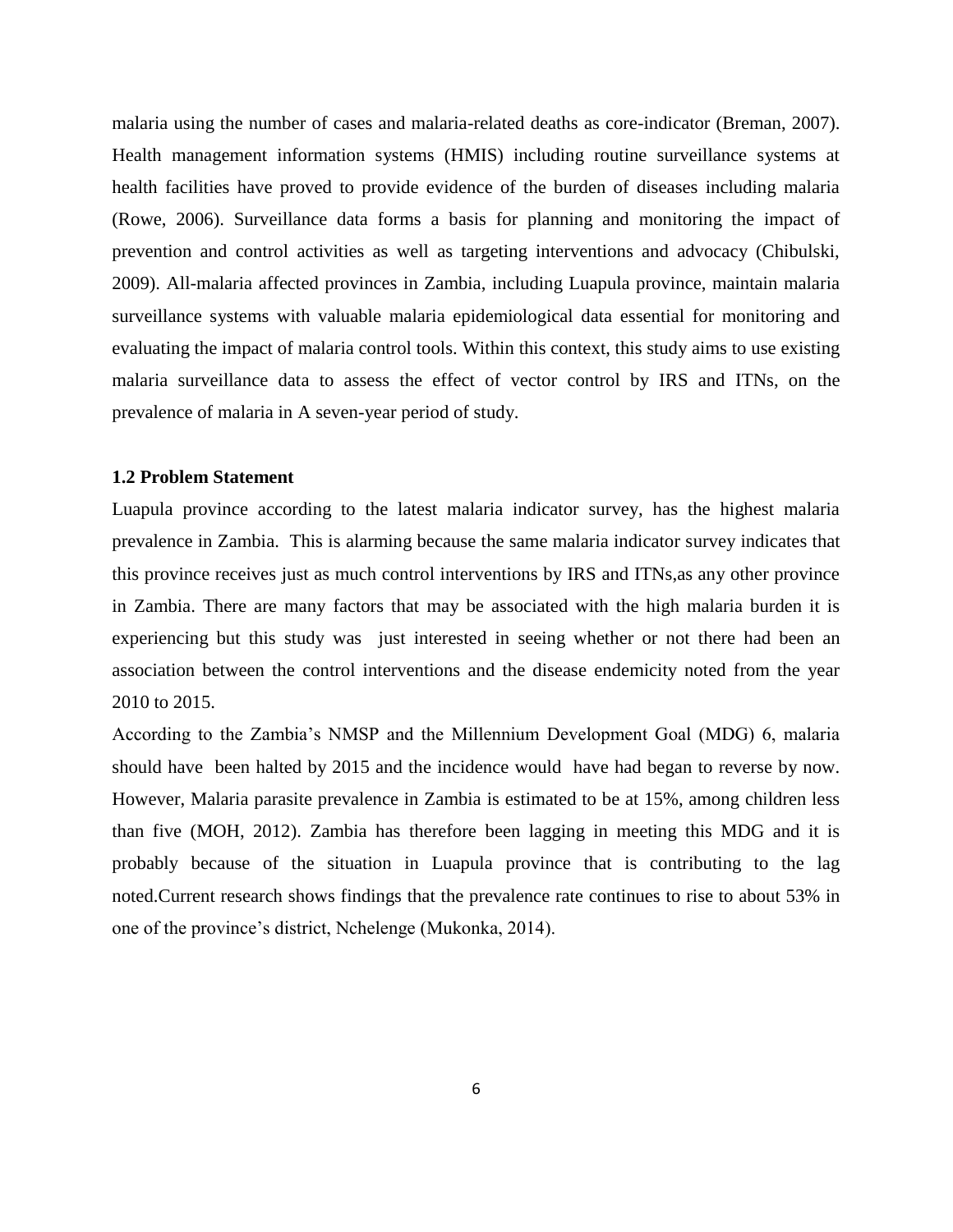malaria using the number of cases and malaria-related deaths as core-indicator (Breman, 2007). Health management information systems (HMIS) including routine surveillance systems at health facilities have proved to provide evidence of the burden of diseases including malaria (Rowe, 2006). Surveillance data forms a basis for planning and monitoring the impact of prevention and control activities as well as targeting interventions and advocacy (Chibulski, 2009). All-malaria affected provinces in Zambia, including Luapula province, maintain malaria surveillance systems with valuable malaria epidemiological data essential for monitoring and evaluating the impact of malaria control tools. Within this context, this study aims to use existing malaria surveillance data to assess the effect of vector control by IRS and ITNs, on the prevalence of malaria in A seven-year period of study.

### 1.2 Problem Statement

Luapula province according to the latest malaria indicator survey, has the highest malaria prevalence in Zambia. This is alarming because the same malaria indicator survey indicates that this province receives just as much control interventions by IRS and ITNs,as any other province in Zambia. There are many factors that may be associated with the high malaria burden it is experiencing but this study was just interested in seeing whether or not there had been an association between the control interventions and the disease endemicity noted from the year 2010 to 2015.

According to the Zambia's NMSP and the Millennium Development Goal (MDG) 6, malaria should have been halted by 2015 and the incidence would have had began to reverse by now. However, Malaria parasite prevalence in Zambia is estimated to be at 15%, among children less than five (MOH, 2012). Zambia has therefore been lagging in meeting this MDG and it is probably because of the situation in Luapula province that is contributing to the lag noted.Current research shows findings that the prevalence rate continues to rise to about 53% in one of the province's district, Nchelenge (Mukonka, 2014).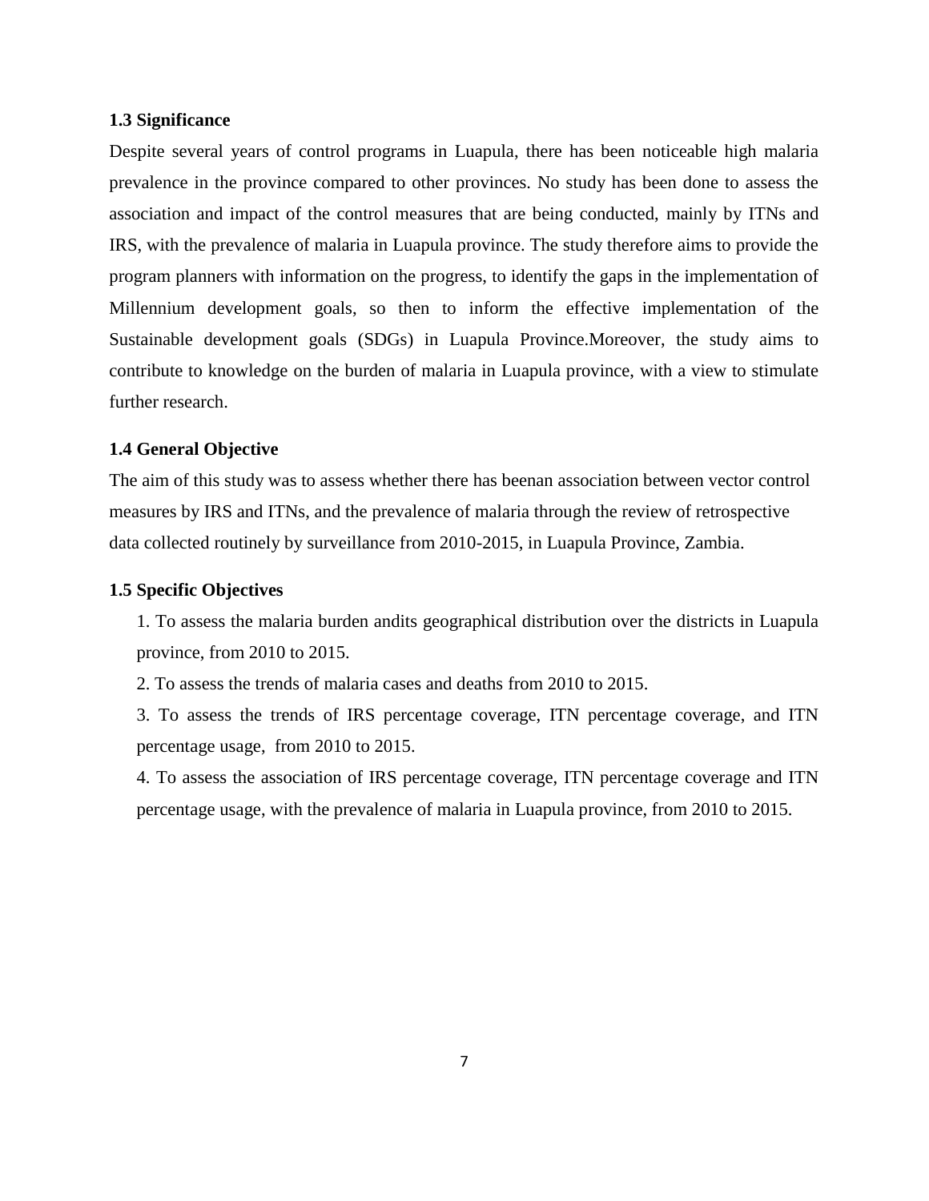### 1.3 Significance

Despite several years of control programs in Luapula, there has been noticeable high malaria prevalence in the province compared to other provinces. No study has been done to assess the association and impact of the control measures that are being conducted, mainly by ITNs and IRS, with the prevalence of malaria in Luapula province. The study therefore aims to provide the program planners with information on the progress, to identify the gaps in the implementation of Millennium development goals, so then to inform the effective implementation of the Sustainable development goals (SDGs) in Luapula Province.Moreover, the study aims to contribute to knowledge on the burden of malaria in Luapula province, with a view to stimulate further research.

### 1.4 General Objective

The aim of this study was to assess whether there has beenan association between vector control measures by IRS and ITNs, and the prevalence of malaria through the review of retrospective data collected routinely by surveillance from 2010-2015, in Luapula Province, Zambia.

### 1.5 Specific Objectives

1. To assess the malaria burden andits geographical distribution over the districts in Luapula province, from 2010 to 2015.
2. To assess the trends of malaria cases and deaths from 2010 to 2015.
3. To assess the trends of IRS percentage coverage, ITN percentage coverage, and ITN percentage usage, from 2010 to 2015.
4. To assess the association of IRS percentage coverage, ITN percentage coverage and ITN percentage usage, with the prevalence of malaria in Luapula province, from 2010 to 2015.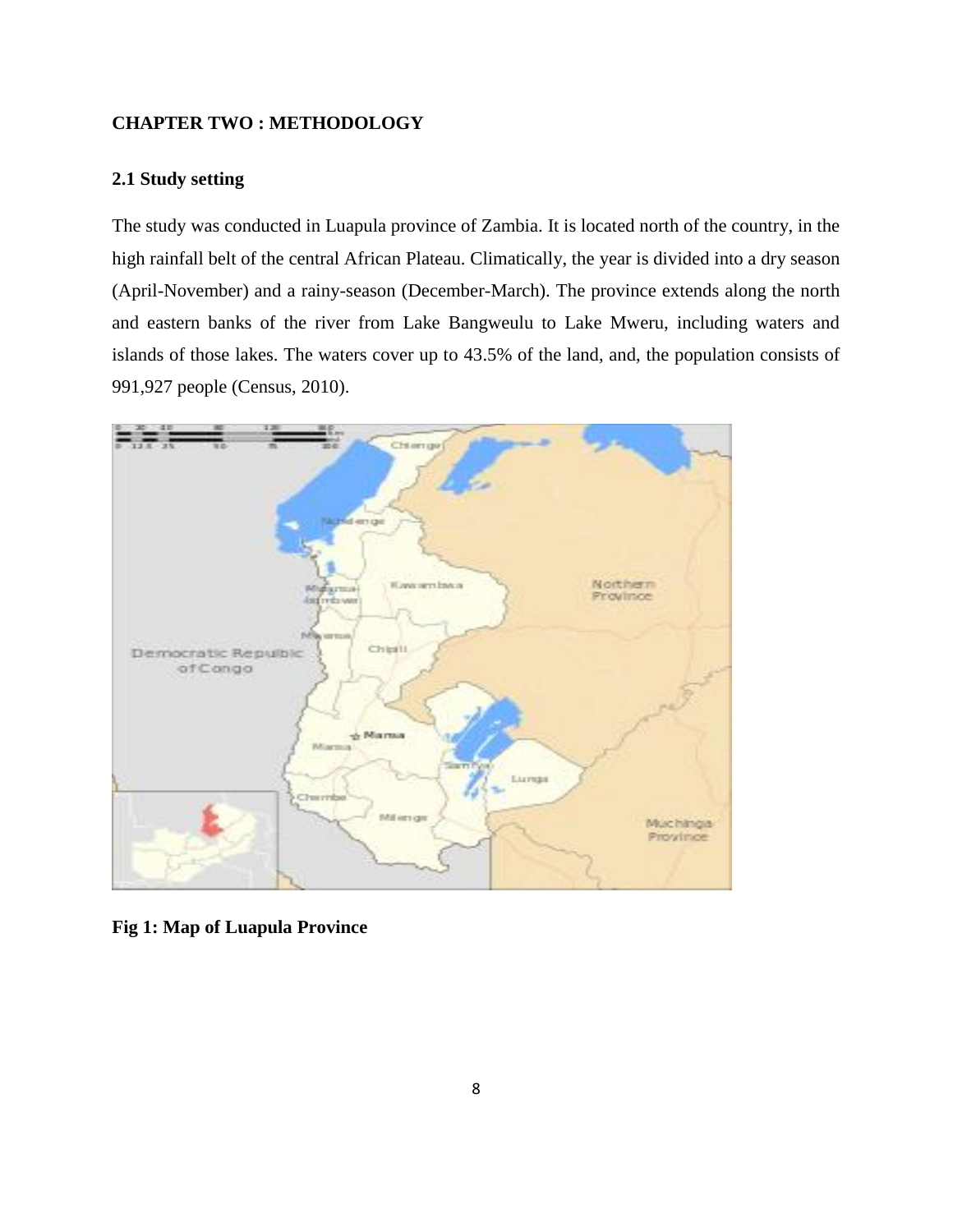## CHAPTER TWO : METHODOLOGY

### 2.1 Study setting

The study was conducted in Luapula province of Zambia. It is located north of the country, in the high rainfall belt of the central African Plateau. Climatically, the year is divided into a dry season (April-November) and a rainy-season (December-March). The province extends along the north and eastern banks of the river from Lake Bangweulu to Lake Mweru, including waters and islands of those lakes. The waters cover up to 43.5% of the land, and, the population consists of 991,927 people (Census, 2010).

**Fig 1: Map of Luapula Province**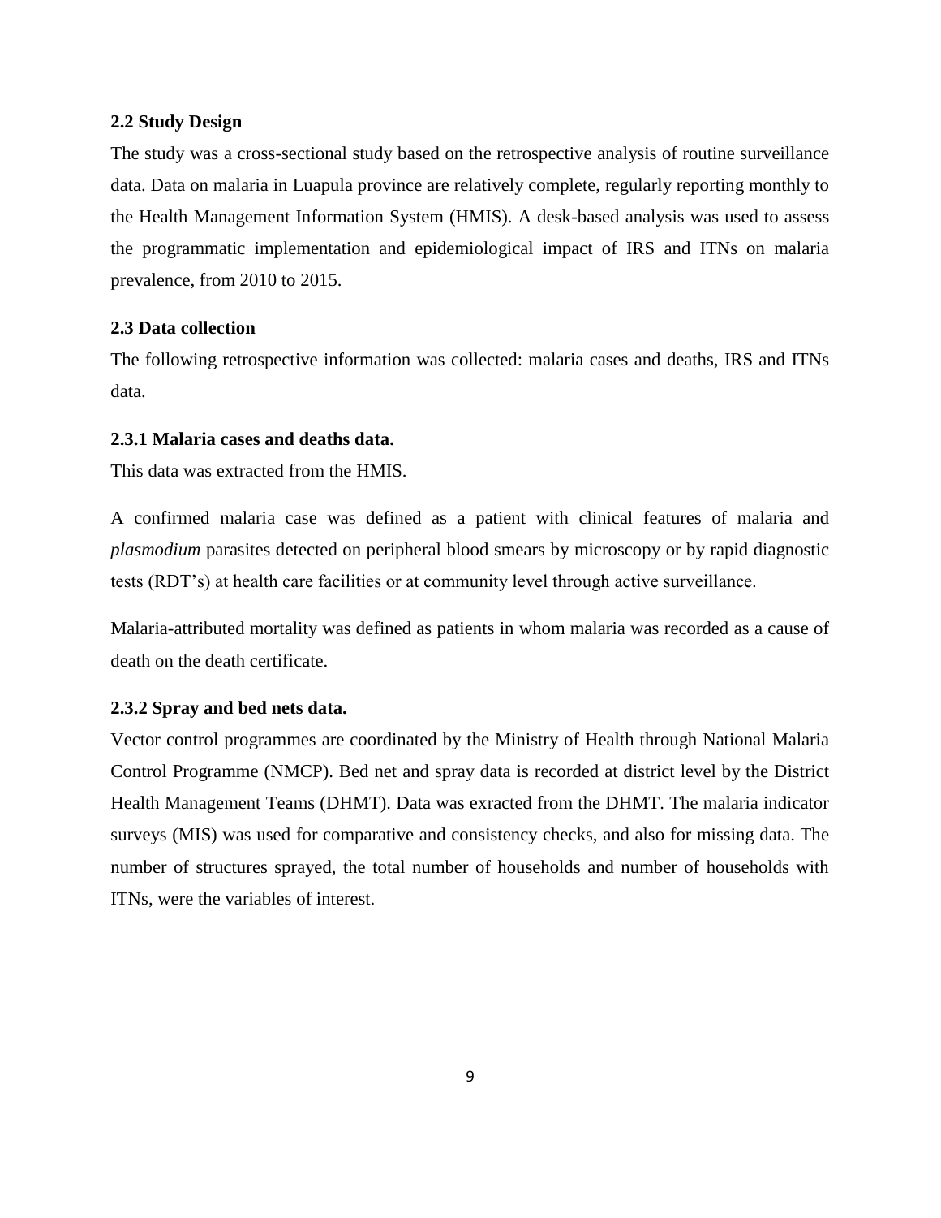### 2.2 Study Design

The study was a cross-sectional study based on the retrospective analysis of routine surveillance data. Data on malaria in Luapula province are relatively complete, regularly reporting monthly to the Health Management Information System (HMIS). A desk-based analysis was used to assess the programmatic implementation and epidemiological impact of IRS and ITNs on malaria prevalence, from 2010 to 2015.

### 2.3 Data collection

The following retrospective information was collected: malaria cases and deaths, IRS and ITNs data.

#### 2.3.1 Malaria cases and deaths data.

This data was extracted from the HMIS.

A confirmed malaria case was defined as a patient with clinical features of malaria and *plasmodium* parasites detected on peripheral blood smears by microscopy or by rapid diagnostic tests (RDT's) at health care facilities or at community level through active surveillance.

Malaria-attributed mortality was defined as patients in whom malaria was recorded as a cause of death on the death certificate.

#### 2.3.2 Spray and bed nets data.

Vector control programmes are coordinated by the Ministry of Health through National Malaria Control Programme (NMCP). Bed net and spray data is recorded at district level by the District Health Management Teams (DHMT). Data was exracted from the DHMT. The malaria indicator surveys (MIS) was used for comparative and consistency checks, and also for missing data. The number of structures sprayed, the total number of households and number of households with ITNs, were the variables of interest.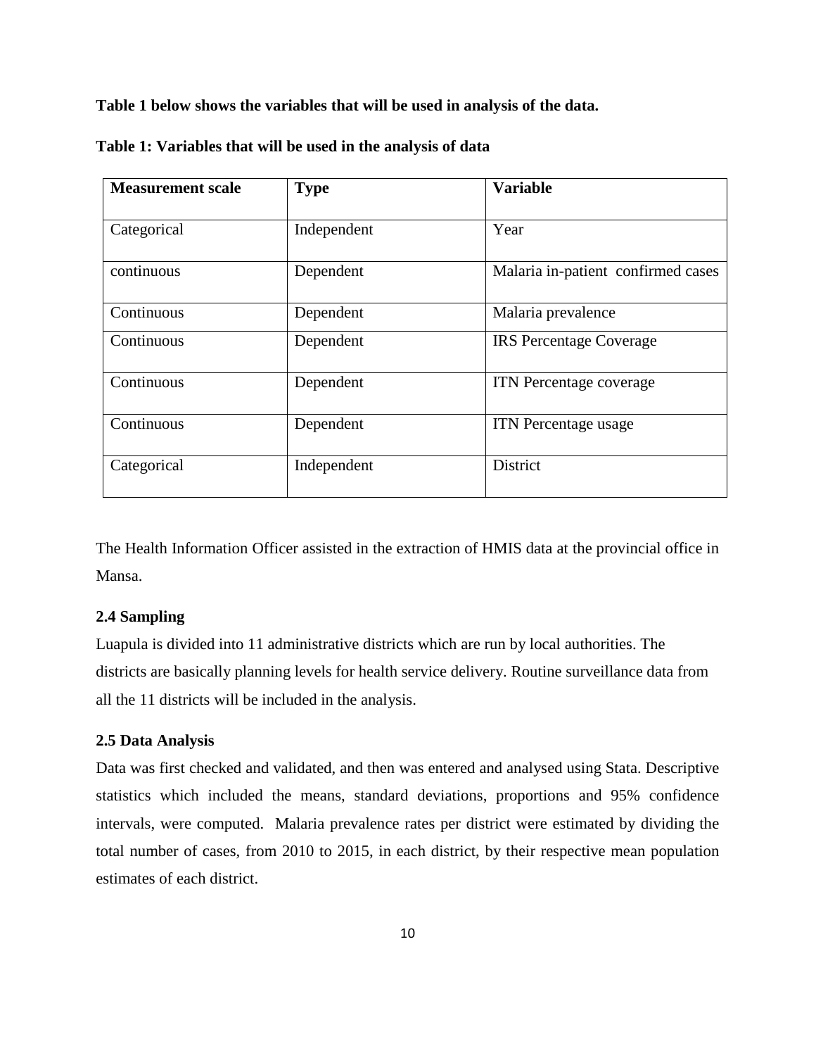**Table 1 below shows the variables that will be used in analysis of the data.**

**Table 1: Variables that will be used in the analysis of data**

| **Measurement scale** | **Type** | **Variable** |
|---|---|---|
| Categorical | Independent | Year |
| continuous | Dependent | Malaria in-patient confirmed cases |
| Continuous | Dependent | Malaria prevalence |
| Continuous | Dependent | IRS Percentage Coverage |
| Continuous | Dependent | ITN Percentage coverage |
| Continuous | Dependent | ITN Percentage usage |
| Categorical | Independent | District |

The Health Information Officer assisted in the extraction of HMIS data at the provincial office in Mansa.

### 2.4 Sampling

Luapula is divided into 11 administrative districts which are run by local authorities. The districts are basically planning levels for health service delivery. Routine surveillance data from all the 11 districts will be included in the analysis.

### 2.5 Data Analysis

Data was first checked and validated, and then was entered and analysed using Stata. Descriptive statistics which included the means, standard deviations, proportions and 95% confidence intervals, were computed. Malaria prevalence rates per district were estimated by dividing the total number of cases, from 2010 to 2015, in each district, by their respective mean population estimates of each district.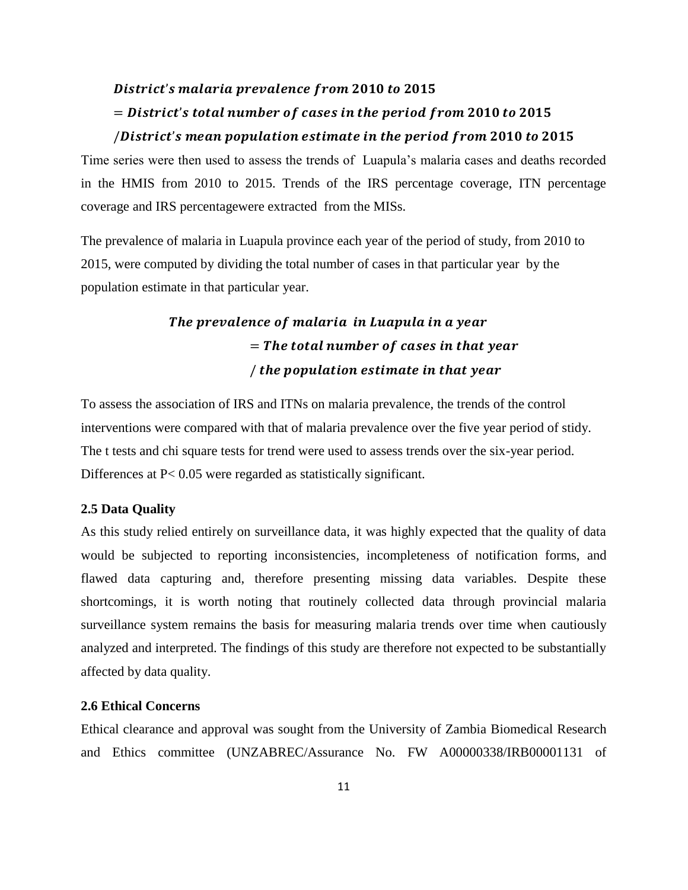$$District's\ malaria\ prevalence\ from\ \mathbf{2010}\ to\ \mathbf{2015}$$
$$= District's\ total\ number\ of\ cases\ in\ the\ period\ from\ \mathbf{2010}\ to\ \mathbf{2015}$$
$$/District's\ mean\ population\ estimate\ in\ the\ period\ from\ \mathbf{2010}\ to\ \mathbf{2015}$$

Time series were then used to assess the trends of Luapula's malaria cases and deaths recorded in the HMIS from 2010 to 2015. Trends of the IRS percentage coverage, ITN percentage coverage and IRS percentagewere extracted from the MISs.

The prevalence of malaria in Luapula province each year of the period of study, from 2010 to 2015, were computed by dividing the total number of cases in that particular year by the population estimate in that particular year.

$$The\ prevalence\ of\ malaria\ \ in\ Luapula\ in\ a\ year$$
$$= The\ total\ number\ of\ cases\ in\ that\ year$$
$$/\ the\ population\ estimate\ in\ that\ year$$

To assess the association of IRS and ITNs on malaria prevalence, the trends of the control interventions were compared with that of malaria prevalence over the five year period of stidy. The t tests and chi square tests for trend were used to assess trends over the six-year period. Differences at $P < 0.05$ were regarded as statistically significant.

### 2.5 Data Quality

As this study relied entirely on surveillance data, it was highly expected that the quality of data would be subjected to reporting inconsistencies, incompleteness of notification forms, and flawed data capturing and, therefore presenting missing data variables. Despite these shortcomings, it is worth noting that routinely collected data through provincial malaria surveillance system remains the basis for measuring malaria trends over time when cautiously analyzed and interpreted. The findings of this study are therefore not expected to be substantially affected by data quality.

### 2.6 Ethical Concerns

Ethical clearance and approval was sought from the University of Zambia Biomedical Research and Ethics committee (UNZABREC/Assurance No. FW A00000338/IRB00001131 of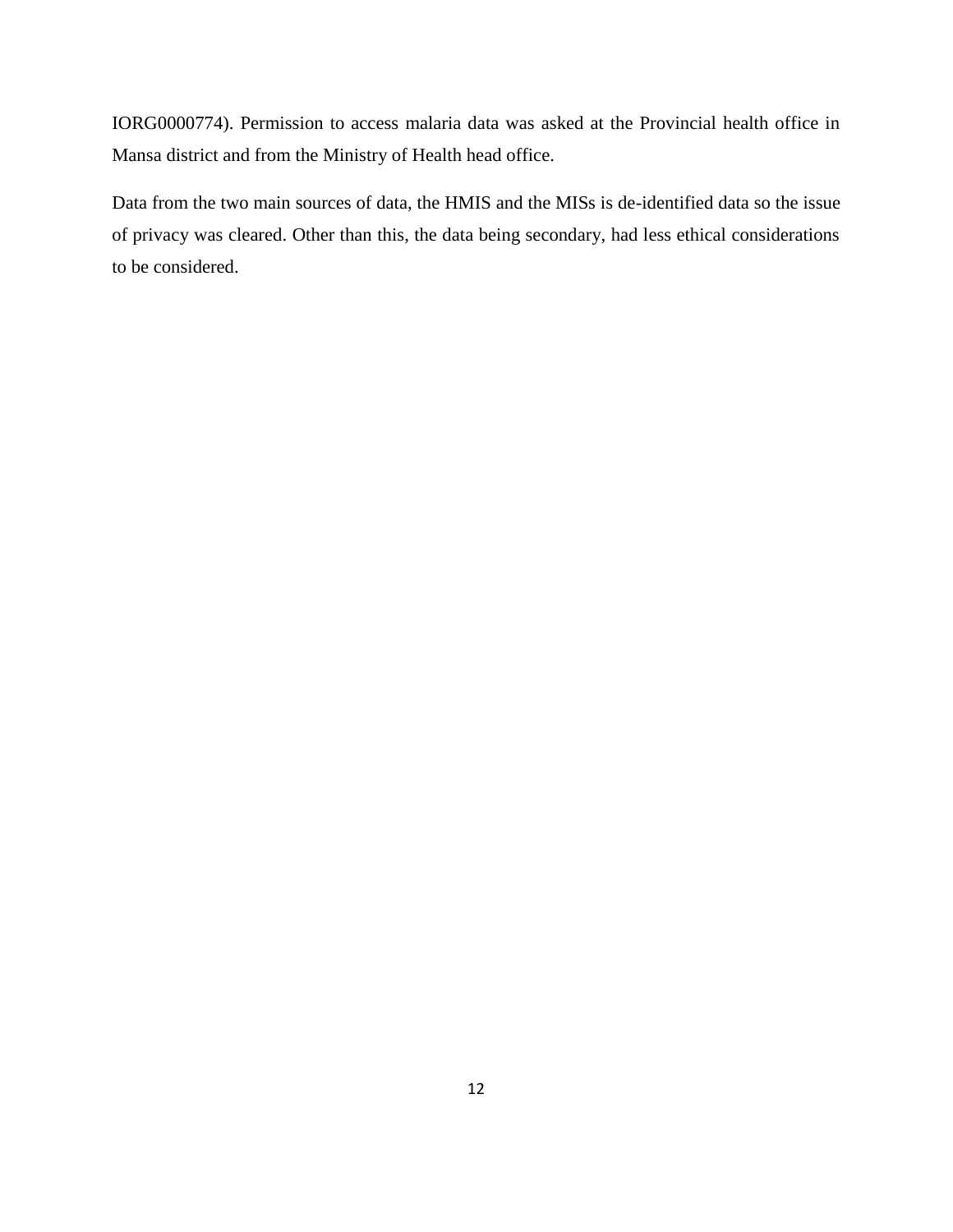IORG0000774). Permission to access malaria data was asked at the Provincial health office in Mansa district and from the Ministry of Health head office.

Data from the two main sources of data, the HMIS and the MISs is de-identified data so the issue of privacy was cleared. Other than this, the data being secondary, had less ethical considerations to be considered.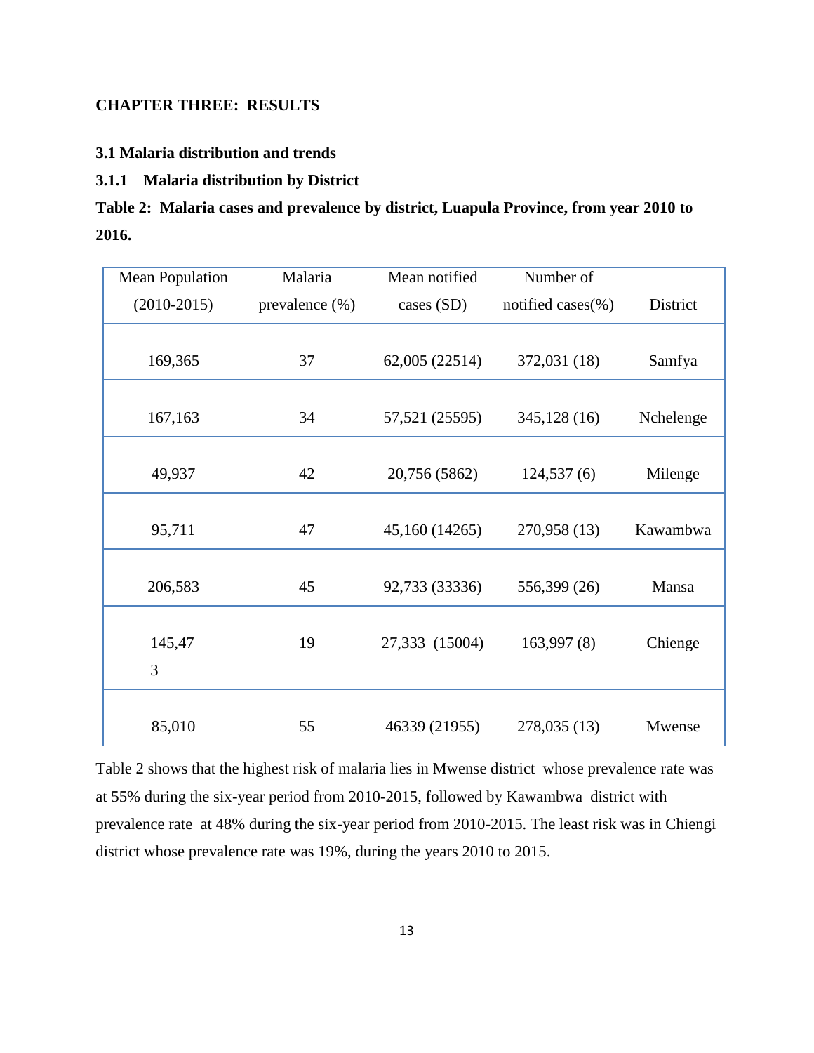**CHAPTER THREE: RESULTS**

**3.1 Malaria distribution and trends**

**3.1.1 Malaria distribution by District**

**Table 2: Malaria cases and prevalence by district, Luapula Province, from year 2010 to 2016.**

| Mean Population (2010-2015) | Malaria prevalence (%) | Mean notified cases (SD) | Number of notified cases(%) | District |
|---|---|---|---|---|
| 169,365 | 37 | 62,005 (22514) | 372,031 (18) | Samfya |
| 167,163 | 34 | 57,521 (25595) | 345,128 (16) | Nchelenge |
| 49,937 | 42 | 20,756 (5862) | 124,537 (6) | Milenge |
| 95,711 | 47 | 45,160 (14265) | 270,958 (13) | Kawambwa |
| 206,583 | 45 | 92,733 (33336) | 556,399 (26) | Mansa |
| 145,473 | 19 | 27,333 (15004) | 163,997 (8) | Chienge |
| 85,010 | 55 | 46339 (21955) | 278,035 (13) | Mwense |

Table 2 shows that the highest risk of malaria lies in Mwense district whose prevalence rate was at 55% during the six-year period from 2010-2015, followed by Kawambwa district with prevalence rate at 48% during the six-year period from 2010-2015. The least risk was in Chiengi district whose prevalence rate was 19%, during the years 2010 to 2015.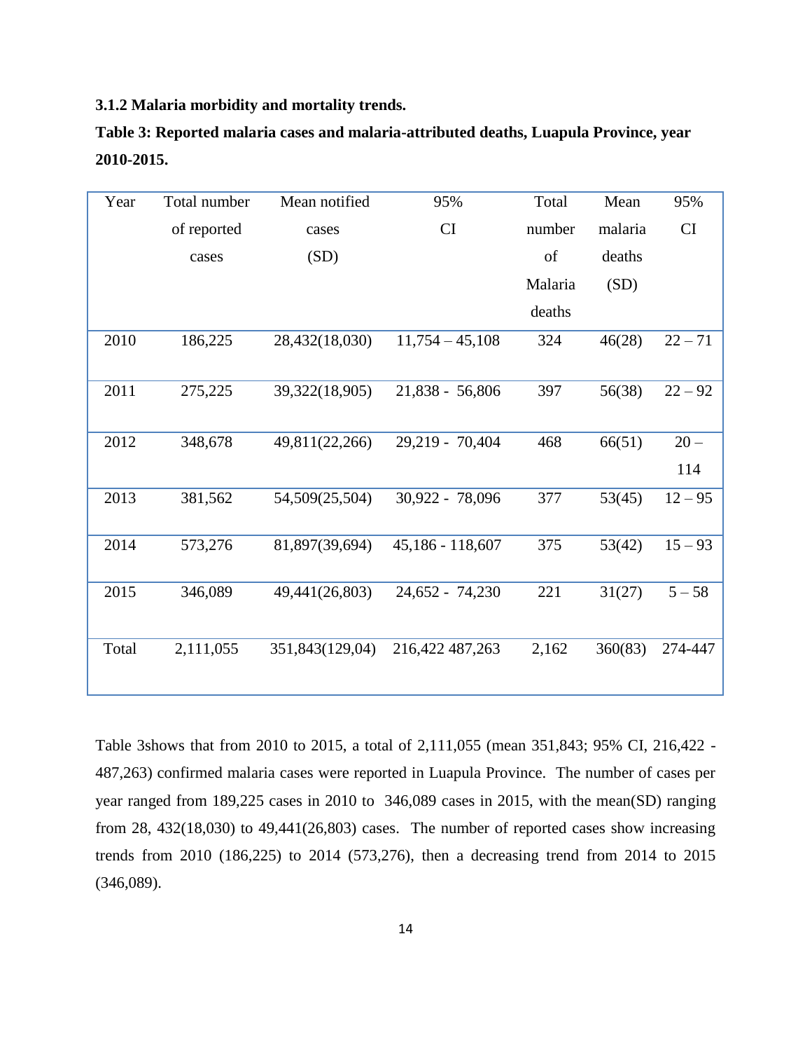### 3.1.2 Malaria morbidity and mortality trends.

**Table 3: Reported malaria cases and malaria-attributed deaths, Luapula Province, year 2010-2015.**

| Year | Total number of reported cases | Mean notified cases (SD) | 95% CI | Total number of Malaria deaths | Mean malaria deaths (SD) | 95% CI |
|---|---|---|---|---|---|---|
| 2010 | 186,225 | 28,432(18,030) | 11,754 – 45,108 | 324 | 46(28) | 22 – 71 |
| 2011 | 275,225 | 39,322(18,905) | 21,838 - 56,806 | 397 | 56(38) | 22 – 92 |
| 2012 | 348,678 | 49,811(22,266) | 29,219 - 70,404 | 468 | 66(51) | 20 – 114 |
| 2013 | 381,562 | 54,509(25,504) | 30,922 - 78,096 | 377 | 53(45) | 12 – 95 |
| 2014 | 573,276 | 81,897(39,694) | 45,186 - 118,607 | 375 | 53(42) | 15 – 93 |
| 2015 | 346,089 | 49,441(26,803) | 24,652 - 74,230 | 221 | 31(27) | 5 – 58 |
| Total | 2,111,055 | 351,843(129,04) | 216,422 487,263 | 2,162 | 360(83) | 274-447 |

Table 3shows that from 2010 to 2015, a total of 2,111,055 (mean 351,843; 95% CI, 216,422 - 487,263) confirmed malaria cases were reported in Luapula Province. The number of cases per year ranged from 189,225 cases in 2010 to 346,089 cases in 2015, with the mean(SD) ranging from 28, 432(18,030) to 49,441(26,803) cases. The number of reported cases show increasing trends from 2010 (186,225) to 2014 (573,276), then a decreasing trend from 2014 to 2015 (346,089).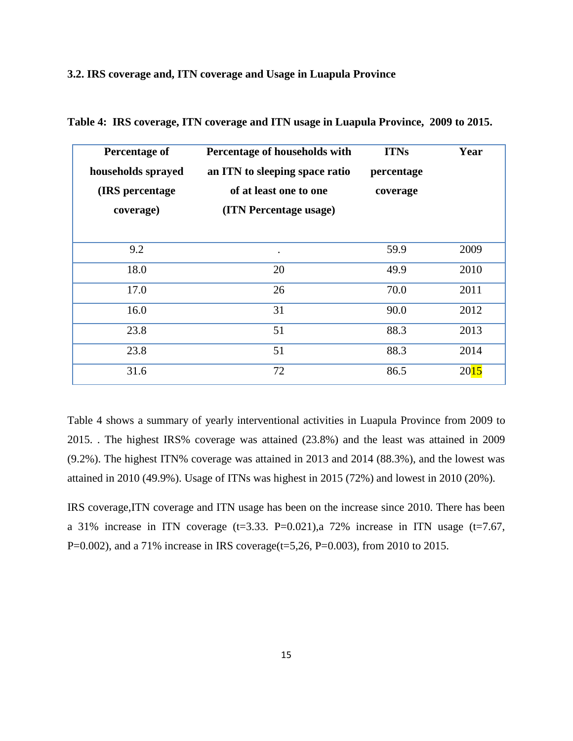### 3.2. IRS coverage and, ITN coverage and Usage in Luapula Province

**Table 4: IRS coverage, ITN coverage and ITN usage in Luapula Province, 2009 to 2015.**

| Percentage of households sprayed (IRS percentage coverage) | Percentage of households with an ITN to sleeping space ratio of at least one to one (ITN Percentage usage) | ITNs percentage coverage | Year |
|---|---|---|---|
| 9.2 | . | 59.9 | 2009 |
| 18.0 | 20 | 49.9 | 2010 |
| 17.0 | 26 | 70.0 | 2011 |
| 16.0 | 31 | 90.0 | 2012 |
| 23.8 | 51 | 88.3 | 2013 |
| 23.8 | 51 | 88.3 | 2014 |
| 31.6 | 72 | 86.5 | 2015 |

Table 4 shows a summary of yearly interventional activities in Luapula Province from 2009 to 2015. . The highest IRS% coverage was attained (23.8%) and the least was attained in 2009 (9.2%). The highest ITN% coverage was attained in 2013 and 2014 (88.3%), and the lowest was attained in 2010 (49.9%). Usage of ITNs was highest in 2015 (72%) and lowest in 2010 (20%).

IRS coverage,ITN coverage and ITN usage has been on the increase since 2010. There has been a 31% increase in ITN coverage ($t=3.33$. $P=0.021$),a 72% increase in ITN usage ($t=7.67$, $P=0.002$), and a 71% increase in IRS coverage($t=5,26$, $P=0.003$), from 2010 to 2015.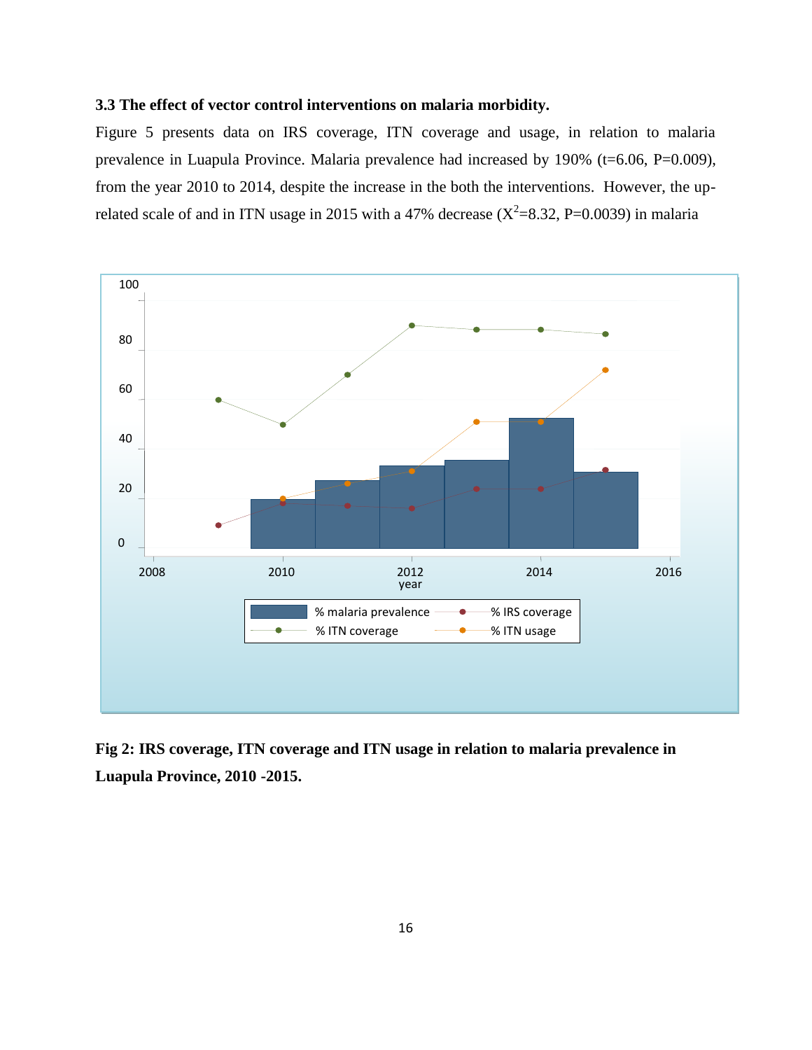### 3.3 The effect of vector control interventions on malaria morbidity.

Figure 5 presents data on IRS coverage, ITN coverage and usage, in relation to malaria prevalence in Luapula Province. Malaria prevalence had increased by 190% (t=6.06, P=0.009), from the year 2010 to 2014, despite the increase in the both the interventions. However, the up-related scale of and in ITN usage in 2015 with a 47% decrease ($X^2$=8.32, P=0.0039) in malaria

**Fig 2: IRS coverage, ITN coverage and ITN usage in relation to malaria prevalence in Luapula Province, 2010 -2015.**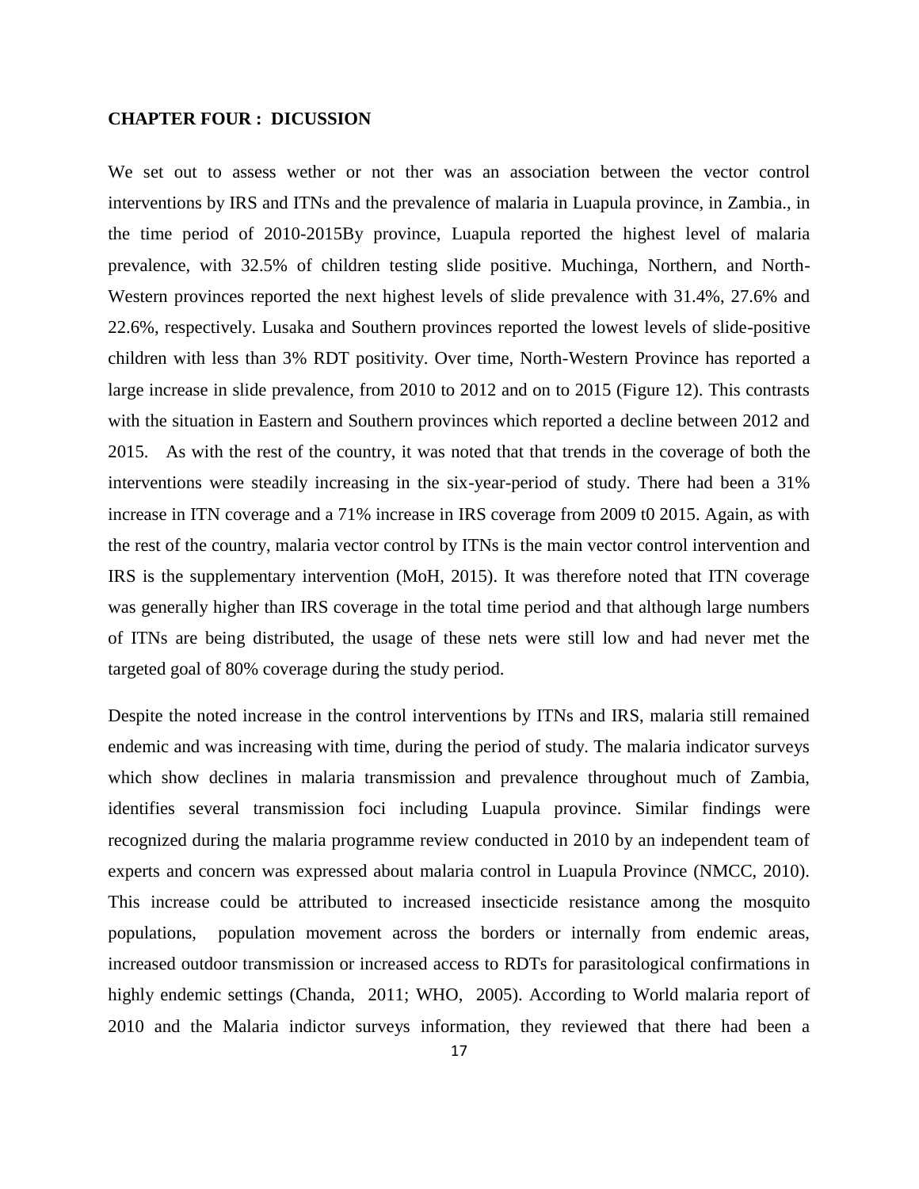**CHAPTER FOUR : DICUSSION**

We set out to assess wether or not ther was an association between the vector control interventions by IRS and ITNs and the prevalence of malaria in Luapula province, in Zambia., in the time period of 2010-2015By province, Luapula reported the highest level of malaria prevalence, with 32.5% of children testing slide positive. Muchinga, Northern, and North-Western provinces reported the next highest levels of slide prevalence with 31.4%, 27.6% and 22.6%, respectively. Lusaka and Southern provinces reported the lowest levels of slide-positive children with less than 3% RDT positivity. Over time, North-Western Province has reported a large increase in slide prevalence, from 2010 to 2012 and on to 2015 (Figure 12). This contrasts with the situation in Eastern and Southern provinces which reported a decline between 2012 and 2015. As with the rest of the country, it was noted that that trends in the coverage of both the interventions were steadily increasing in the six-year-period of study. There had been a 31% increase in ITN coverage and a 71% increase in IRS coverage from 2009 t0 2015. Again, as with the rest of the country, malaria vector control by ITNs is the main vector control intervention and IRS is the supplementary intervention (MoH, 2015). It was therefore noted that ITN coverage was generally higher than IRS coverage in the total time period and that although large numbers of ITNs are being distributed, the usage of these nets were still low and had never met the targeted goal of 80% coverage during the study period.

Despite the noted increase in the control interventions by ITNs and IRS, malaria still remained endemic and was increasing with time, during the period of study. The malaria indicator surveys which show declines in malaria transmission and prevalence throughout much of Zambia, identifies several transmission foci including Luapula province. Similar findings were recognized during the malaria programme review conducted in 2010 by an independent team of experts and concern was expressed about malaria control in Luapula Province (NMCC, 2010). This increase could be attributed to increased insecticide resistance among the mosquito populations, population movement across the borders or internally from endemic areas, increased outdoor transmission or increased access to RDTs for parasitological confirmations in highly endemic settings (Chanda, 2011; WHO, 2005). According to World malaria report of 2010 and the Malaria indictor surveys information, they reviewed that there had been a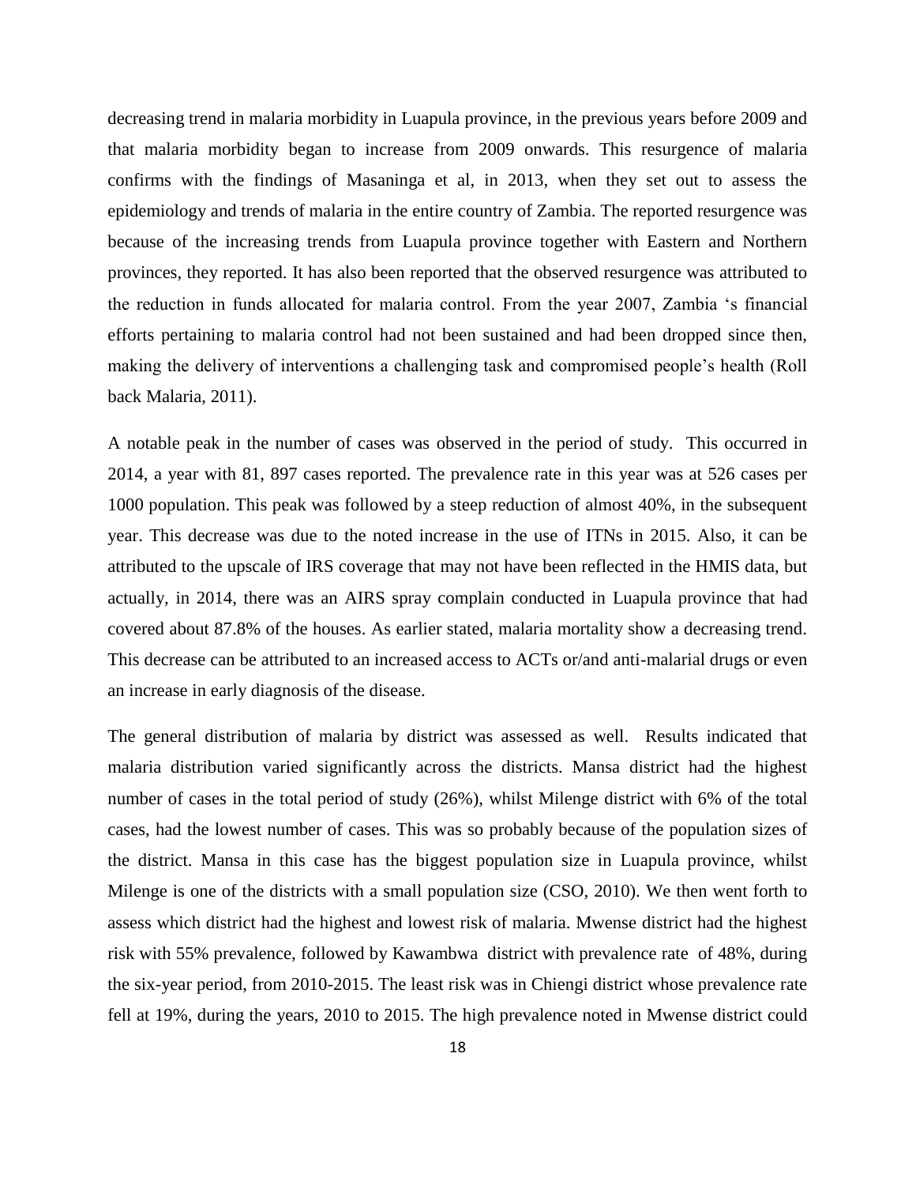decreasing trend in malaria morbidity in Luapula province, in the previous years before 2009 and that malaria morbidity began to increase from 2009 onwards. This resurgence of malaria confirms with the findings of Masaninga et al, in 2013, when they set out to assess the epidemiology and trends of malaria in the entire country of Zambia. The reported resurgence was because of the increasing trends from Luapula province together with Eastern and Northern provinces, they reported. It has also been reported that the observed resurgence was attributed to the reduction in funds allocated for malaria control. From the year 2007, Zambia 's financial efforts pertaining to malaria control had not been sustained and had been dropped since then, making the delivery of interventions a challenging task and compromised people's health (Roll back Malaria, 2011).

A notable peak in the number of cases was observed in the period of study. This occurred in 2014, a year with 81, 897 cases reported. The prevalence rate in this year was at 526 cases per 1000 population. This peak was followed by a steep reduction of almost 40%, in the subsequent year. This decrease was due to the noted increase in the use of ITNs in 2015. Also, it can be attributed to the upscale of IRS coverage that may not have been reflected in the HMIS data, but actually, in 2014, there was an AIRS spray complain conducted in Luapula province that had covered about 87.8% of the houses. As earlier stated, malaria mortality show a decreasing trend. This decrease can be attributed to an increased access to ACTs or/and anti-malarial drugs or even an increase in early diagnosis of the disease.

The general distribution of malaria by district was assessed as well. Results indicated that malaria distribution varied significantly across the districts. Mansa district had the highest number of cases in the total period of study (26%), whilst Milenge district with 6% of the total cases, had the lowest number of cases. This was so probably because of the population sizes of the district. Mansa in this case has the biggest population size in Luapula province, whilst Milenge is one of the districts with a small population size (CSO, 2010). We then went forth to assess which district had the highest and lowest risk of malaria. Mwense district had the highest risk with 55% prevalence, followed by Kawambwa district with prevalence rate of 48%, during the six-year period, from 2010-2015. The least risk was in Chiengi district whose prevalence rate fell at 19%, during the years, 2010 to 2015. The high prevalence noted in Mwense district could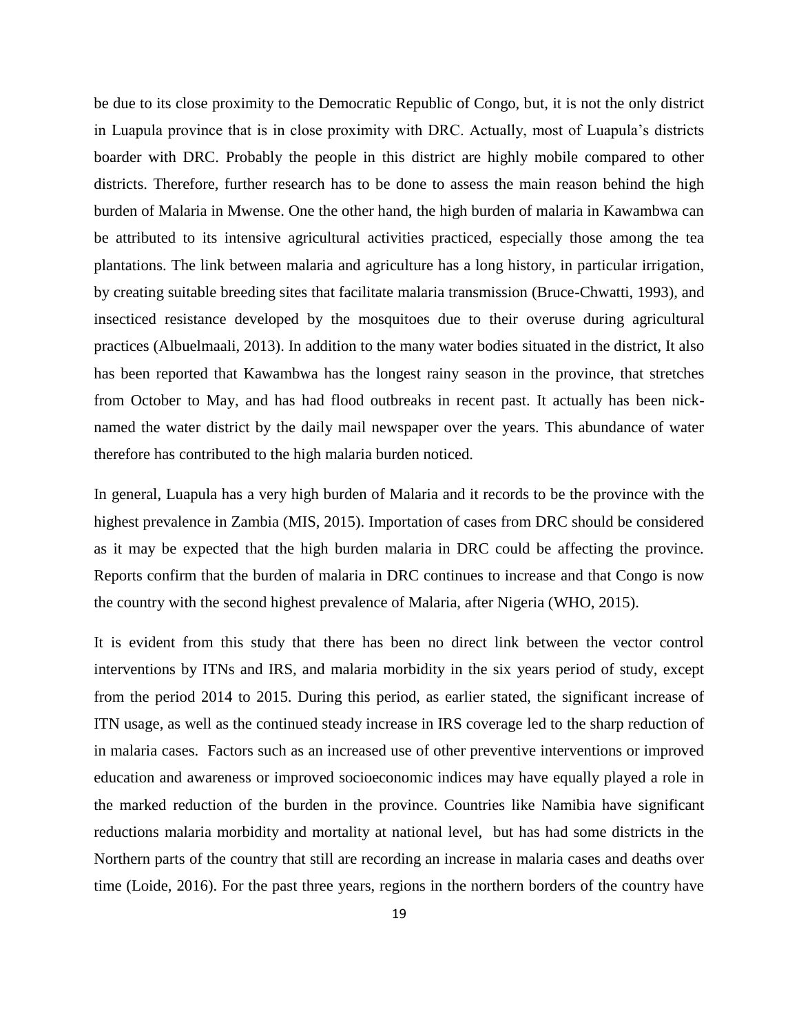be due to its close proximity to the Democratic Republic of Congo, but, it is not the only district in Luapula province that is in close proximity with DRC. Actually, most of Luapula's districts boarder with DRC. Probably the people in this district are highly mobile compared to other districts. Therefore, further research has to be done to assess the main reason behind the high burden of Malaria in Mwense. One the other hand, the high burden of malaria in Kawambwa can be attributed to its intensive agricultural activities practiced, especially those among the tea plantations. The link between malaria and agriculture has a long history, in particular irrigation, by creating suitable breeding sites that facilitate malaria transmission (Bruce-Chwatti, 1993), and insecticed resistance developed by the mosquitoes due to their overuse during agricultural practices (Albuelmaali, 2013). In addition to the many water bodies situated in the district, It also has been reported that Kawambwa has the longest rainy season in the province, that stretches from October to May, and has had flood outbreaks in recent past. It actually has been nick-named the water district by the daily mail newspaper over the years. This abundance of water therefore has contributed to the high malaria burden noticed.

In general, Luapula has a very high burden of Malaria and it records to be the province with the highest prevalence in Zambia (MIS, 2015). Importation of cases from DRC should be considered as it may be expected that the high burden malaria in DRC could be affecting the province. Reports confirm that the burden of malaria in DRC continues to increase and that Congo is now the country with the second highest prevalence of Malaria, after Nigeria (WHO, 2015).

It is evident from this study that there has been no direct link between the vector control interventions by ITNs and IRS, and malaria morbidity in the six years period of study, except from the period 2014 to 2015. During this period, as earlier stated, the significant increase of ITN usage, as well as the continued steady increase in IRS coverage led to the sharp reduction of in malaria cases. Factors such as an increased use of other preventive interventions or improved education and awareness or improved socioeconomic indices may have equally played a role in the marked reduction of the burden in the province. Countries like Namibia have significant reductions malaria morbidity and mortality at national level, but has had some districts in the Northern parts of the country that still are recording an increase in malaria cases and deaths over time (Loide, 2016). For the past three years, regions in the northern borders of the country have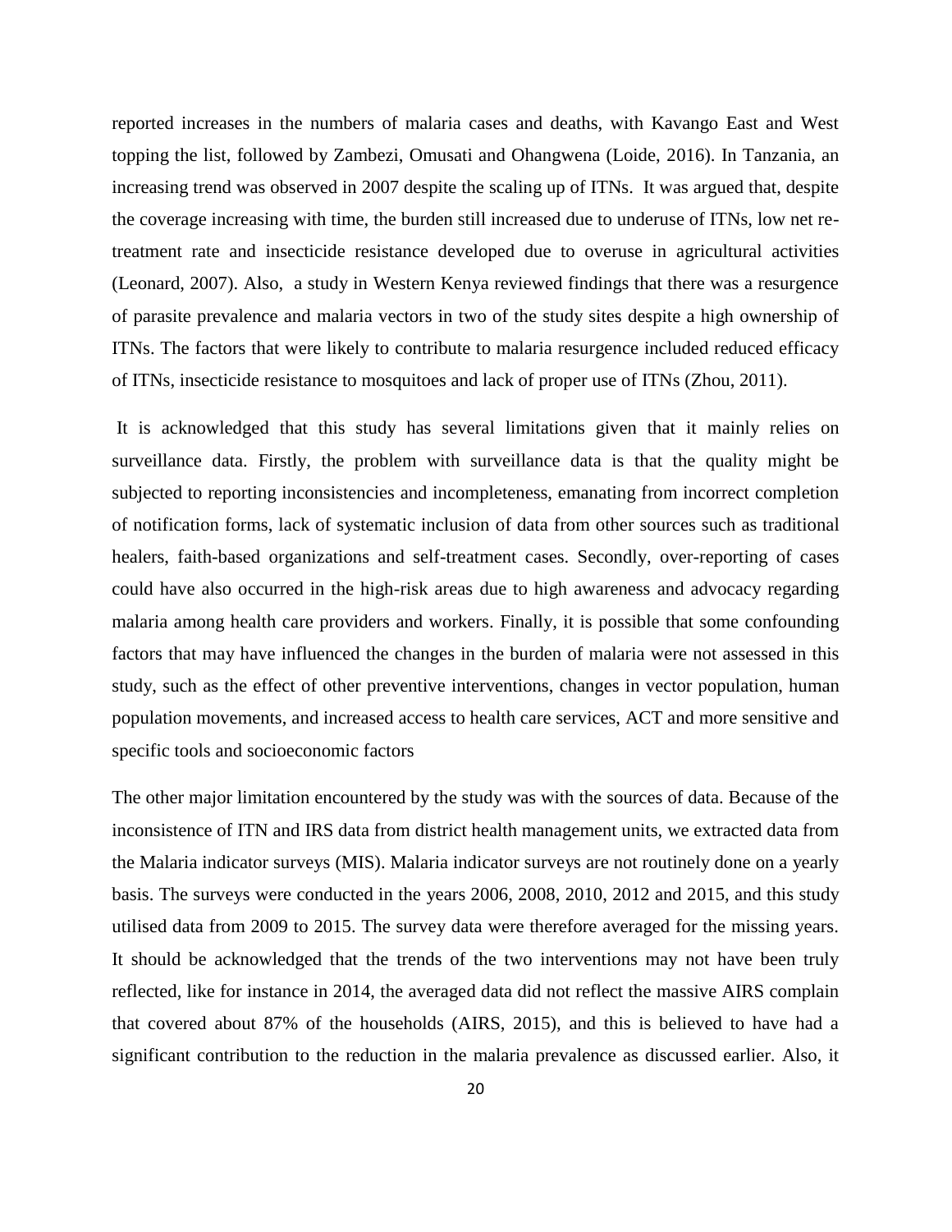reported increases in the numbers of malaria cases and deaths, with Kavango East and West topping the list, followed by Zambezi, Omusati and Ohangwena (Loide, 2016). In Tanzania, an increasing trend was observed in 2007 despite the scaling up of ITNs. It was argued that, despite the coverage increasing with time, the burden still increased due to underuse of ITNs, low net re-treatment rate and insecticide resistance developed due to overuse in agricultural activities (Leonard, 2007). Also, a study in Western Kenya reviewed findings that there was a resurgence of parasite prevalence and malaria vectors in two of the study sites despite a high ownership of ITNs. The factors that were likely to contribute to malaria resurgence included reduced efficacy of ITNs, insecticide resistance to mosquitoes and lack of proper use of ITNs (Zhou, 2011).

It is acknowledged that this study has several limitations given that it mainly relies on surveillance data. Firstly, the problem with surveillance data is that the quality might be subjected to reporting inconsistencies and incompleteness, emanating from incorrect completion of notification forms, lack of systematic inclusion of data from other sources such as traditional healers, faith-based organizations and self-treatment cases. Secondly, over-reporting of cases could have also occurred in the high-risk areas due to high awareness and advocacy regarding malaria among health care providers and workers. Finally, it is possible that some confounding factors that may have influenced the changes in the burden of malaria were not assessed in this study, such as the effect of other preventive interventions, changes in vector population, human population movements, and increased access to health care services, ACT and more sensitive and specific tools and socioeconomic factors

The other major limitation encountered by the study was with the sources of data. Because of the inconsistence of ITN and IRS data from district health management units, we extracted data from the Malaria indicator surveys (MIS). Malaria indicator surveys are not routinely done on a yearly basis. The surveys were conducted in the years 2006, 2008, 2010, 2012 and 2015, and this study utilised data from 2009 to 2015. The survey data were therefore averaged for the missing years. It should be acknowledged that the trends of the two interventions may not have been truly reflected, like for instance in 2014, the averaged data did not reflect the massive AIRS complain that covered about 87% of the households (AIRS, 2015), and this is believed to have had a significant contribution to the reduction in the malaria prevalence as discussed earlier. Also, it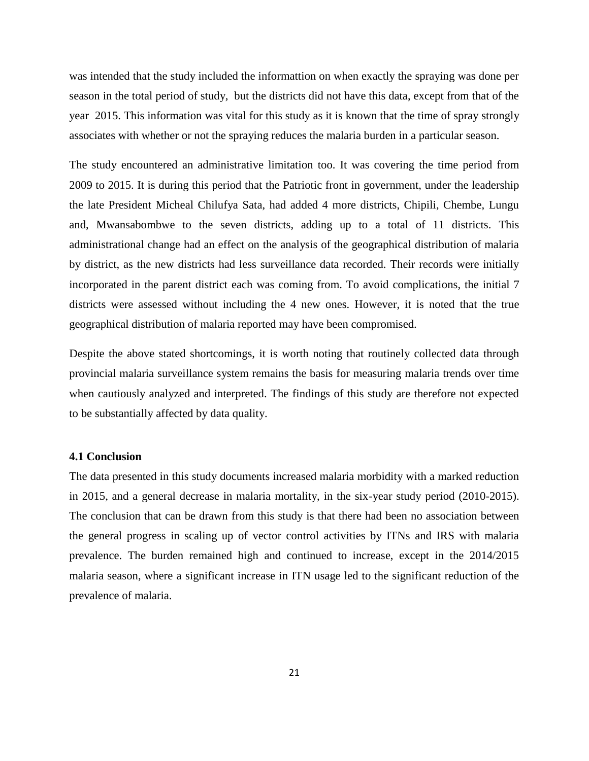was intended that the study included the informattion on when exactly the spraying was done per season in the total period of study, but the districts did not have this data, except from that of the year 2015. This information was vital for this study as it is known that the time of spray strongly associates with whether or not the spraying reduces the malaria burden in a particular season.

The study encountered an administrative limitation too. It was covering the time period from 2009 to 2015. It is during this period that the Patriotic front in government, under the leadership the late President Micheal Chilufya Sata, had added 4 more districts, Chipili, Chembe, Lungu and, Mwansabombwe to the seven districts, adding up to a total of 11 districts. This administrational change had an effect on the analysis of the geographical distribution of malaria by district, as the new districts had less surveillance data recorded. Their records were initially incorporated in the parent district each was coming from. To avoid complications, the initial 7 districts were assessed without including the 4 new ones. However, it is noted that the true geographical distribution of malaria reported may have been compromised.

Despite the above stated shortcomings, it is worth noting that routinely collected data through provincial malaria surveillance system remains the basis for measuring malaria trends over time when cautiously analyzed and interpreted. The findings of this study are therefore not expected to be substantially affected by data quality.

### 4.1 Conclusion

The data presented in this study documents increased malaria morbidity with a marked reduction in 2015, and a general decrease in malaria mortality, in the six-year study period (2010-2015). The conclusion that can be drawn from this study is that there had been no association between the general progress in scaling up of vector control activities by ITNs and IRS with malaria prevalence. The burden remained high and continued to increase, except in the 2014/2015 malaria season, where a significant increase in ITN usage led to the significant reduction of the prevalence of malaria.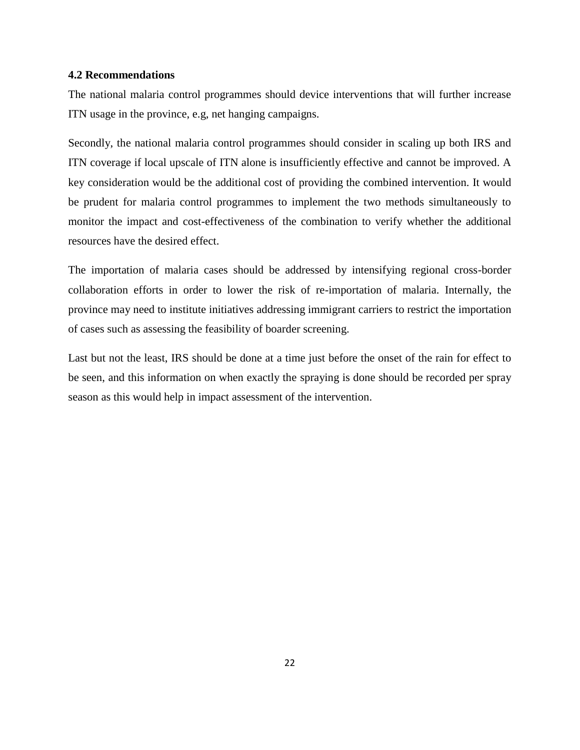### 4.2 Recommendations

The national malaria control programmes should device interventions that will further increase ITN usage in the province, e.g, net hanging campaigns.

Secondly, the national malaria control programmes should consider in scaling up both IRS and ITN coverage if local upscale of ITN alone is insufficiently effective and cannot be improved. A key consideration would be the additional cost of providing the combined intervention. It would be prudent for malaria control programmes to implement the two methods simultaneously to monitor the impact and cost-effectiveness of the combination to verify whether the additional resources have the desired effect.

The importation of malaria cases should be addressed by intensifying regional cross-border collaboration efforts in order to lower the risk of re-importation of malaria. Internally, the province may need to institute initiatives addressing immigrant carriers to restrict the importation of cases such as assessing the feasibility of boarder screening.

Last but not the least, IRS should be done at a time just before the onset of the rain for effect to be seen, and this information on when exactly the spraying is done should be recorded per spray season as this would help in impact assessment of the intervention.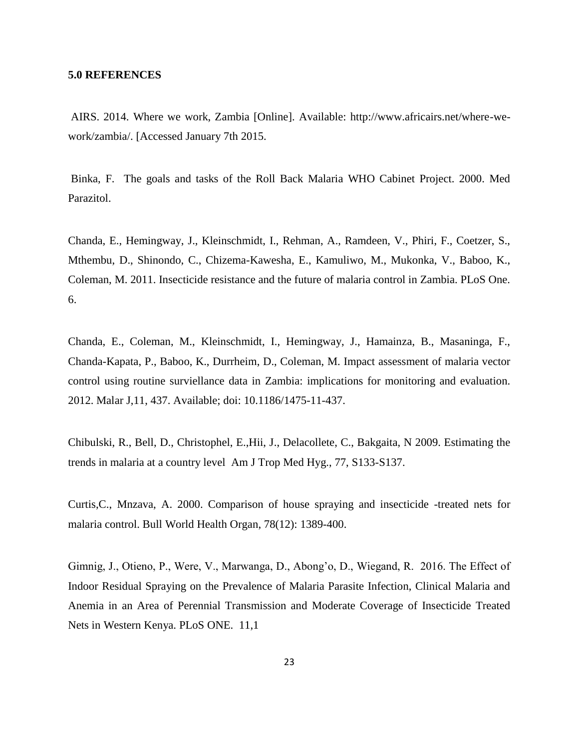## 5.0 REFERENCES

AIRS. 2014. Where we work, Zambia [Online]. Available: http://www.africairs.net/where-we-work/zambia/. [Accessed January 7th 2015.

Binka, F. The goals and tasks of the Roll Back Malaria WHO Cabinet Project. 2000. Med Parazitol.

Chanda, E., Hemingway, J., Kleinschmidt, I., Rehman, A., Ramdeen, V., Phiri, F., Coetzer, S., Mthembu, D., Shinondo, C., Chizema-Kawesha, E., Kamuliwo, M., Mukonka, V., Baboo, K., Coleman, M. 2011. Insecticide resistance and the future of malaria control in Zambia. PLoS One. 6.

Chanda, E., Coleman, M., Kleinschmidt, I., Hemingway, J., Hamainza, B., Masaninga, F., Chanda-Kapata, P., Baboo, K., Durrheim, D., Coleman, M. Impact assessment of malaria vector control using routine surviellance data in Zambia: implications for monitoring and evaluation. 2012. Malar J,11, 437. Available; doi: 10.1186/1475-11-437.

Chibulski, R., Bell, D., Christophel, E.,Hii, J., Delacollete, C., Bakgaita, N 2009. Estimating the trends in malaria at a country level Am J Trop Med Hyg., 77, S133-S137.

Curtis,C., Mnzava, A. 2000. Comparison of house spraying and insecticide -treated nets for malaria control. Bull World Health Organ, 78(12): 1389-400.

Gimnig, J., Otieno, P., Were, V., Marwanga, D., Abong'o, D., Wiegand, R. 2016. The Effect of Indoor Residual Spraying on the Prevalence of Malaria Parasite Infection, Clinical Malaria and Anemia in an Area of Perennial Transmission and Moderate Coverage of Insecticide Treated Nets in Western Kenya. PLoS ONE. 11,1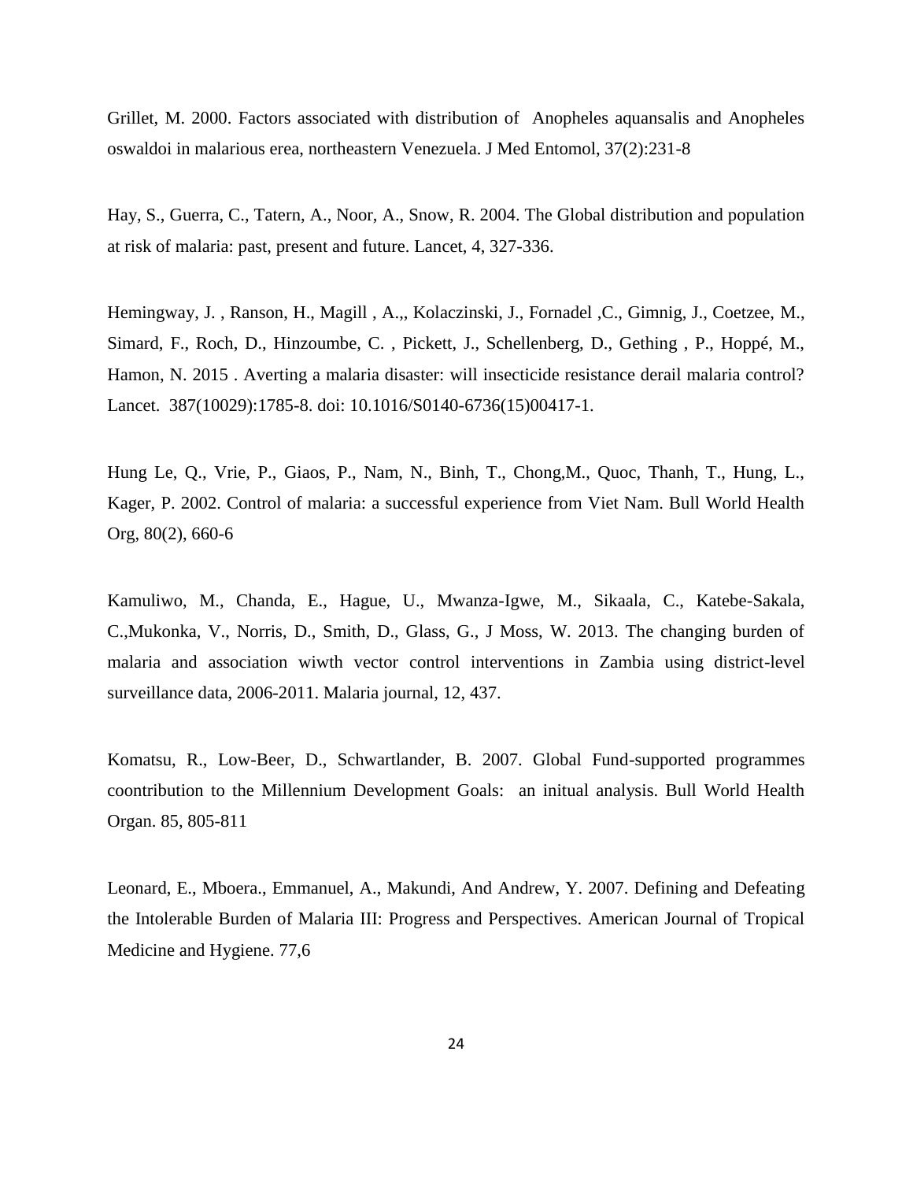Grillet, M. 2000. Factors associated with distribution of Anopheles aquansalis and Anopheles oswaldoi in malarious erea, northeastern Venezuela. J Med Entomol, 37(2):231-8

Hay, S., Guerra, C., Tatern, A., Noor, A., Snow, R. 2004. The Global distribution and population at risk of malaria: past, present and future. Lancet, 4, 327-336.

Hemingway, J. , Ranson, H., Magill , A.,, Kolaczinski, J., Fornadel ,C., Gimnig, J., Coetzee, M., Simard, F., Roch, D., Hinzoumbe, C. , Pickett, J., Schellenberg, D., Gething , P., Hoppé, M., Hamon, N. 2015 . Averting a malaria disaster: will insecticide resistance derail malaria control? Lancet. 387(10029):1785-8. doi: 10.1016/S0140-6736(15)00417-1.

Hung Le, Q., Vrie, P., Giaos, P., Nam, N., Binh, T., Chong,M., Quoc, Thanh, T., Hung, L., Kager, P. 2002. Control of malaria: a successful experience from Viet Nam. Bull World Health Org, 80(2), 660-6

Kamuliwo, M., Chanda, E., Hague, U., Mwanza-Igwe, M., Sikaala, C., Katebe-Sakala, C.,Mukonka, V., Norris, D., Smith, D., Glass, G., J Moss, W. 2013. The changing burden of malaria and association wiwth vector control interventions in Zambia using district-level surveillance data, 2006-2011. Malaria journal, 12, 437.

Komatsu, R., Low-Beer, D., Schwartlander, B. 2007. Global Fund-supported programmes coontribution to the Millennium Development Goals: an initual analysis. Bull World Health Organ. 85, 805-811

Leonard, E., Mboera., Emmanuel, A., Makundi, And Andrew, Y. 2007. Defining and Defeating the Intolerable Burden of Malaria III: Progress and Perspectives. American Journal of Tropical Medicine and Hygiene. 77,6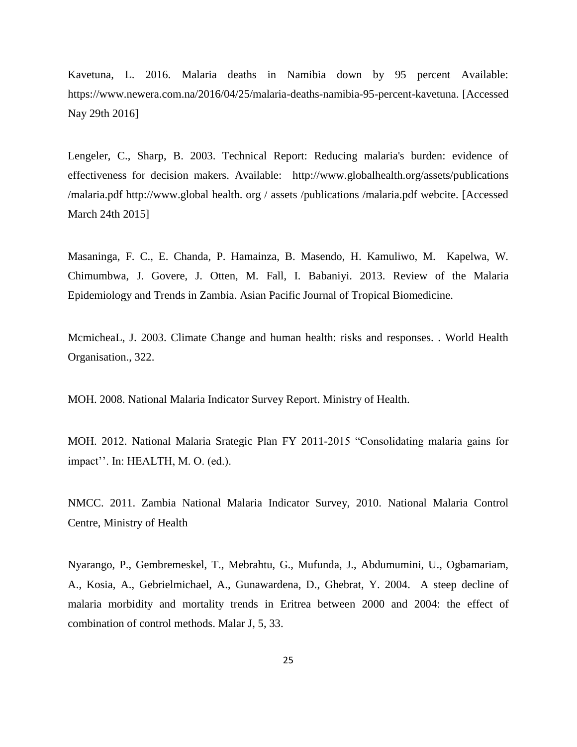Kavetuna, L. 2016. Malaria deaths in Namibia down by 95 percent Available: https://www.newera.com.na/2016/04/25/malaria-deaths-namibia-95-percent-kavetuna. [Accessed Nay 29th 2016]

Lengeler, C., Sharp, B. 2003. Technical Report: Reducing malaria's burden: evidence of effectiveness for decision makers. Available: http://www.globalhealth.org/assets/publications /malaria.pdf http://www.global health. org / assets /publications /malaria.pdf webcite. [Accessed March 24th 2015]

Masaninga, F. C., E. Chanda, P. Hamainza, B. Masendo, H. Kamuliwo, M. Kapelwa, W. Chimumbwa, J. Govere, J. Otten, M. Fall, I. Babaniyi. 2013. Review of the Malaria Epidemiology and Trends in Zambia. Asian Pacific Journal of Tropical Biomedicine.

McmicheaL, J. 2003. Climate Change and human health: risks and responses. . World Health Organisation., 322.

MOH. 2008. National Malaria Indicator Survey Report. Ministry of Health.

MOH. 2012. National Malaria Srategic Plan FY 2011-2015 "Consolidating malaria gains for impact''. In: HEALTH, M. O. (ed.).

NMCC. 2011. Zambia National Malaria Indicator Survey, 2010. National Malaria Control Centre, Ministry of Health

Nyarango, P., Gembremeskel, T., Mebrahtu, G., Mufunda, J., Abdumumini, U., Ogbamariam, A., Kosia, A., Gebrielmichael, A., Gunawardena, D., Ghebrat, Y. 2004. A steep decline of malaria morbidity and mortality trends in Eritrea between 2000 and 2004: the effect of combination of control methods. Malar J, 5, 33.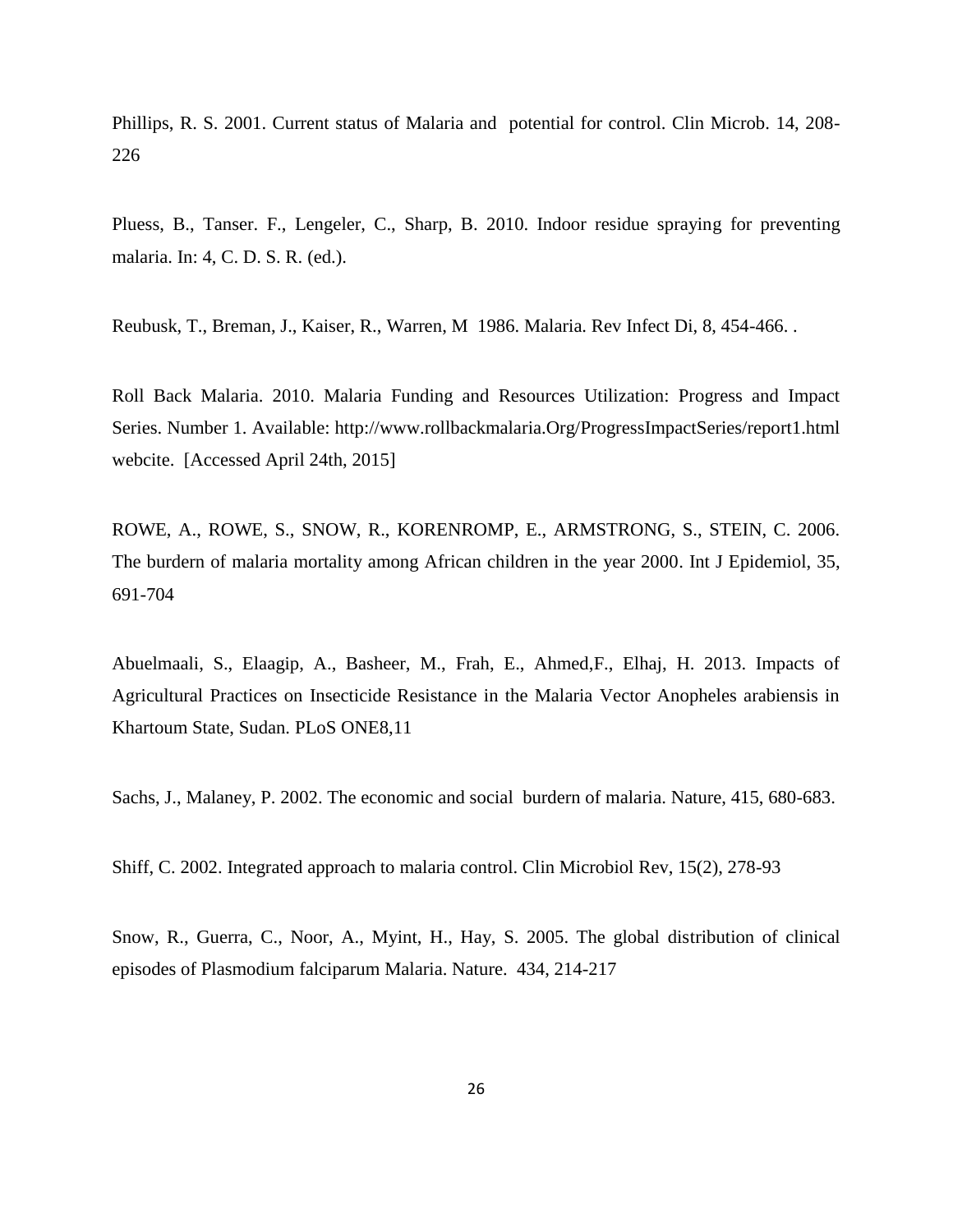Phillips, R. S. 2001. Current status of Malaria and potential for control. Clin Microb. 14, 208-226

Pluess, B., Tanser. F., Lengeler, C., Sharp, B. 2010. Indoor residue spraying for preventing malaria. In: 4, C. D. S. R. (ed.).

Reubusk, T., Breman, J., Kaiser, R., Warren, M 1986. Malaria. Rev Infect Di, 8, 454-466. .

Roll Back Malaria. 2010. Malaria Funding and Resources Utilization: Progress and Impact Series. Number 1. Available: http://www.rollbackmalaria.Org/ProgressImpactSeries/report1.html webcite. [Accessed April 24th, 2015]

ROWE, A., ROWE, S., SNOW, R., KORENROMP, E., ARMSTRONG, S., STEIN, C. 2006. The burdern of malaria mortality among African children in the year 2000. Int J Epidemiol, 35, 691-704

Abuelmaali, S., Elaagip, A., Basheer, M., Frah, E., Ahmed,F., Elhaj, H. 2013. Impacts of Agricultural Practices on Insecticide Resistance in the Malaria Vector Anopheles arabiensis in Khartoum State, Sudan. PLoS ONE8,11

Sachs, J., Malaney, P. 2002. The economic and social burdern of malaria. Nature, 415, 680-683.

Shiff, C. 2002. Integrated approach to malaria control. Clin Microbiol Rev, 15(2), 278-93

Snow, R., Guerra, C., Noor, A., Myint, H., Hay, S. 2005. The global distribution of clinical episodes of Plasmodium falciparum Malaria. Nature. 434, 214-217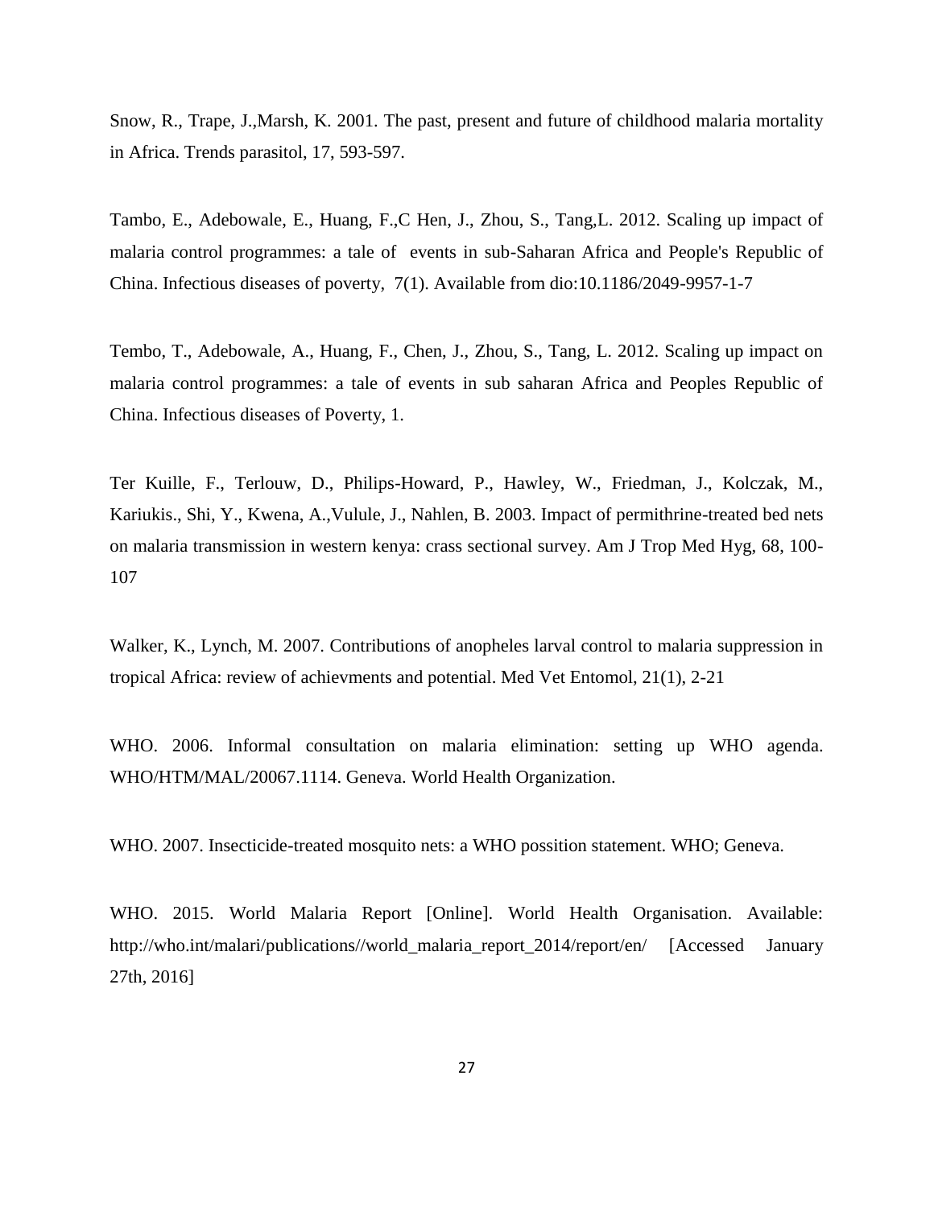Snow, R., Trape, J.,Marsh, K. 2001. The past, present and future of childhood malaria mortality in Africa. Trends parasitol, 17, 593-597.

Tambo, E., Adebowale, E., Huang, F.,C Hen, J., Zhou, S., Tang,L. 2012. Scaling up impact of malaria control programmes: a tale of events in sub-Saharan Africa and People's Republic of China. Infectious diseases of poverty, 7(1). Available from dio:10.1186/2049-9957-1-7

Tembo, T., Adebowale, A., Huang, F., Chen, J., Zhou, S., Tang, L. 2012. Scaling up impact on malaria control programmes: a tale of events in sub saharan Africa and Peoples Republic of China. Infectious diseases of Poverty, 1.

Ter Kuille, F., Terlouw, D., Philips-Howard, P., Hawley, W., Friedman, J., Kolczak, M., Kariukis., Shi, Y., Kwena, A.,Vulule, J., Nahlen, B. 2003. Impact of permithrine-treated bed nets on malaria transmission in western kenya: crass sectional survey. Am J Trop Med Hyg, 68, 100-107

Walker, K., Lynch, M. 2007. Contributions of anopheles larval control to malaria suppression in tropical Africa: review of achievments and potential. Med Vet Entomol, 21(1), 2-21

WHO. 2006. Informal consultation on malaria elimination: setting up WHO agenda. WHO/HTM/MAL/20067.1114. Geneva. World Health Organization.

WHO. 2007. Insecticide-treated mosquito nets: a WHO possition statement. WHO; Geneva.

WHO. 2015. World Malaria Report [Online]. World Health Organisation. Available: http://who.int/malari/publications//world_malaria_report_2014/report/en/ [Accessed January 27th, 2016]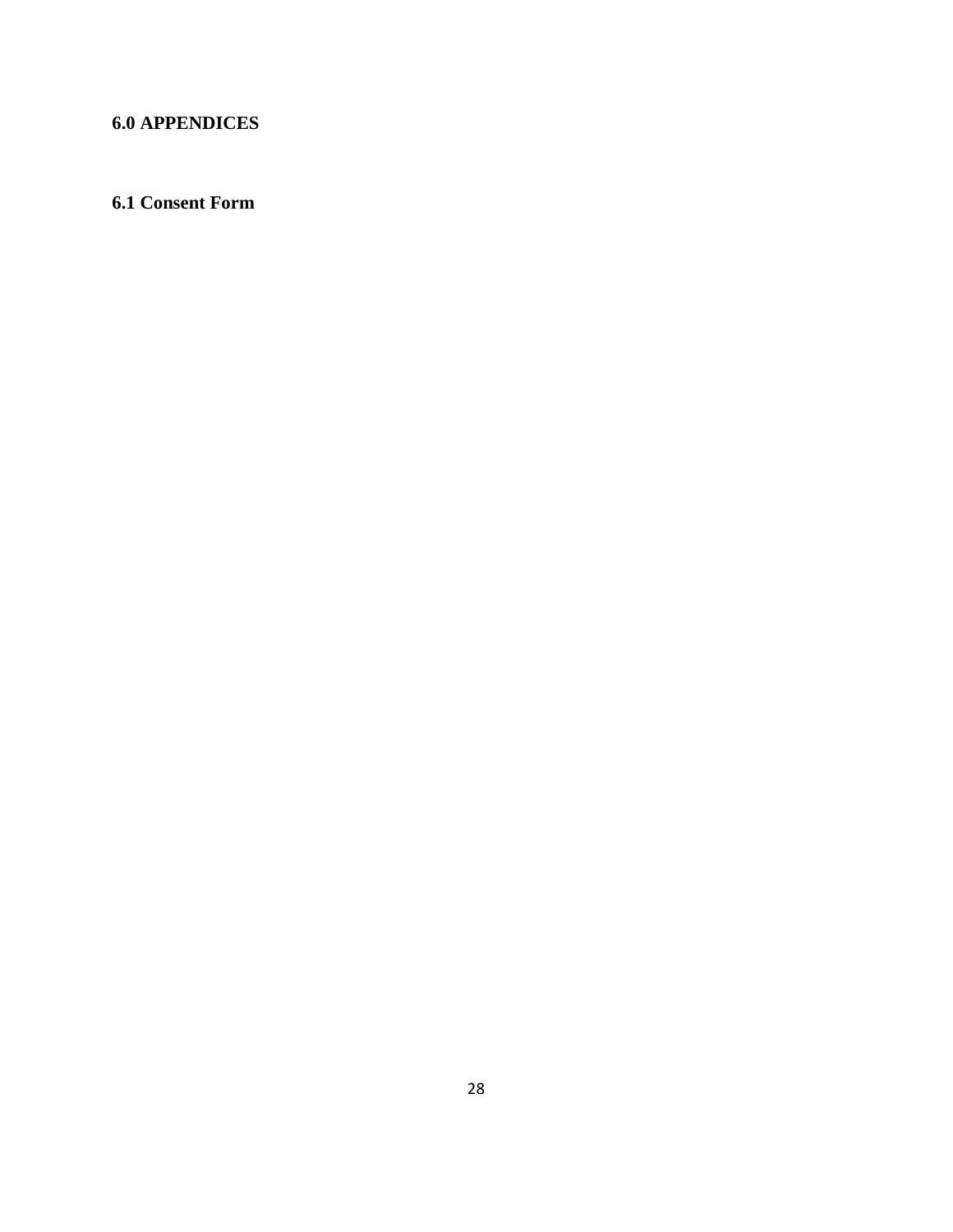## 6.0 APPENDICES

### 6.1 Consent Form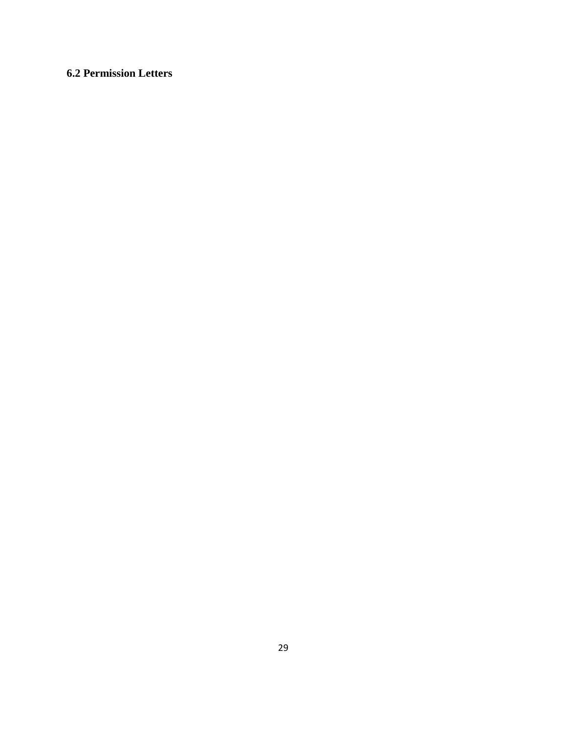## 6.2 Permission Letters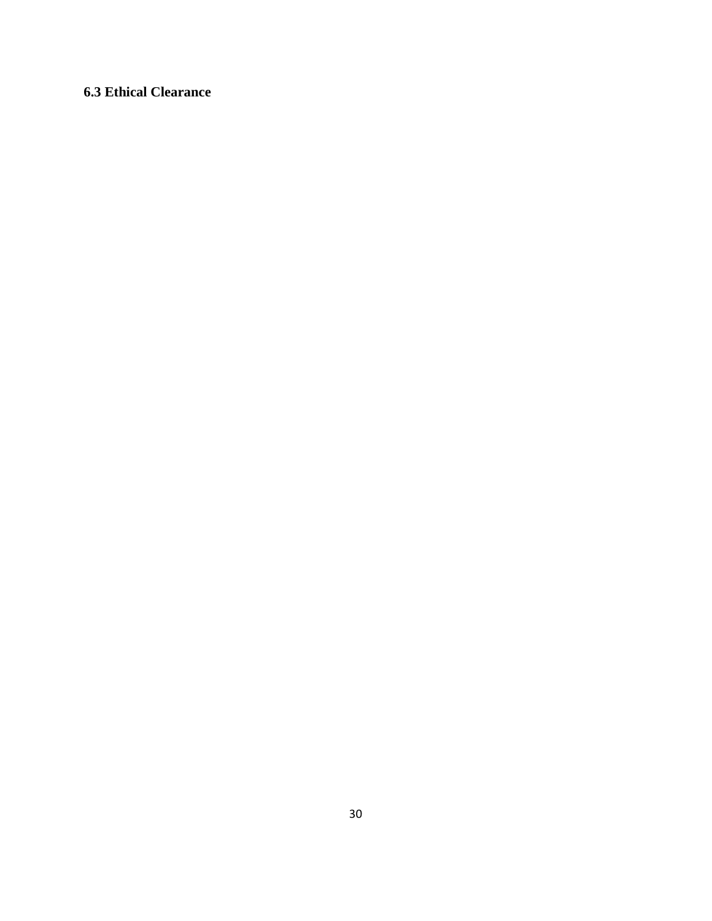### 6.3 Ethical Clearance